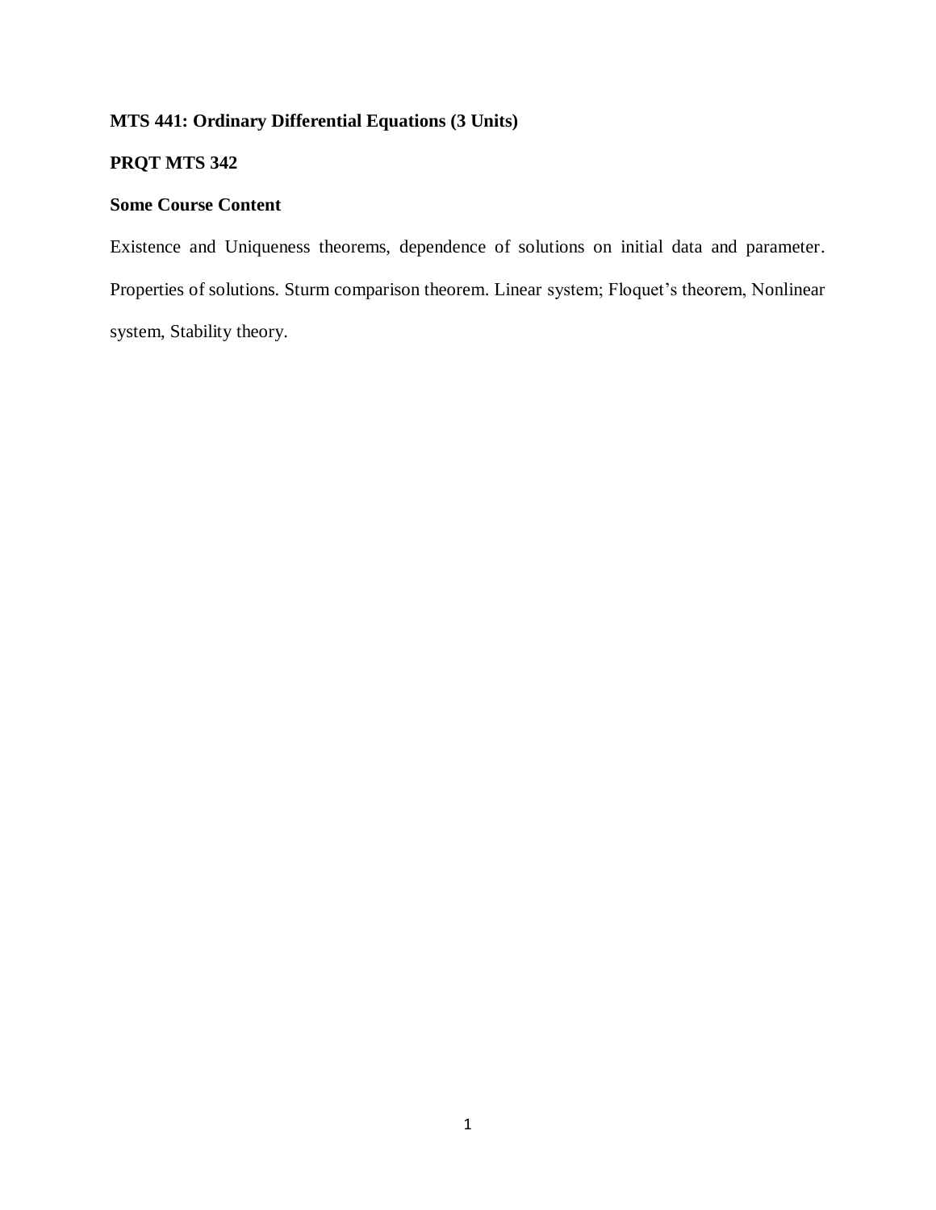**MTS 441: Ordinary Differential Equations (3 Units)**

**PRQT MTS 342**

**Some Course Content**

Existence and Uniqueness theorems, dependence of solutions on initial data and parameter. Properties of solutions. Sturm comparison theorem. Linear system; Floquet's theorem, Nonlinear system, Stability theory.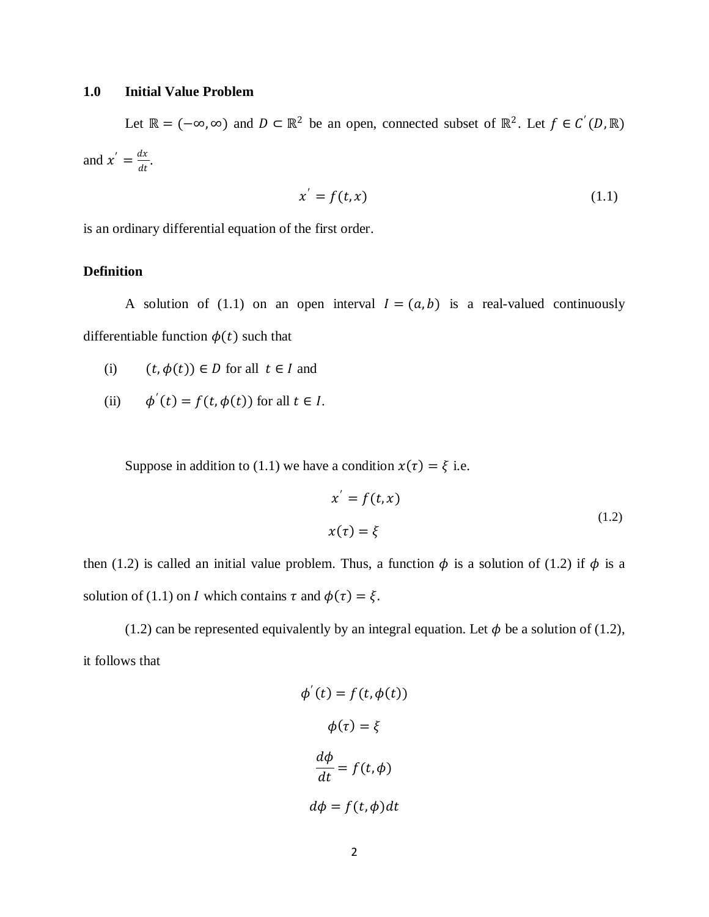## 1.0 Initial Value Problem

Let $\mathbb{R} = (-\infty, \infty)$ and $D \subset \mathbb{R}^2$ be an open, connected subset of $\mathbb{R}^2$. Let $f \in C^{'}(D, \mathbb{R})$ and $x^{'} = \frac{dx}{dt}$.

$$x^{'} = f(t, x) \tag{1.1}$$

is an ordinary differential equation of the first order.

**Definition**

A solution of (1.1) on an open interval $I = (a, b)$ is a real-valued continuously differentiable function $\phi(t)$ such that

(i) $(t, \phi(t)) \in D$ for all $t \in I$ and

(ii) $\phi^{'}(t) = f(t, \phi(t))$ for all $t \in I$.

Suppose in addition to (1.1) we have a condition $x(\tau) = \xi$ i.e.

$$\begin{aligned} x^{'} &= f(t, x) \\ x(\tau) &= \xi \end{aligned} \tag{1.2}$$

then (1.2) is called an initial value problem. Thus, a function $\phi$ is a solution of (1.2) if $\phi$ is a solution of (1.1) on $I$ which contains $\tau$ and $\phi(\tau) = \xi$.

(1.2) can be represented equivalently by an integral equation. Let $\phi$ be a solution of (1.2), it follows that

$$\phi^{'}(t) = f(t, \phi(t))$$

$$\phi(\tau) = \xi$$

$$\frac{d\phi}{dt} = f(t, \phi)$$

$$d\phi = f(t, \phi)dt$$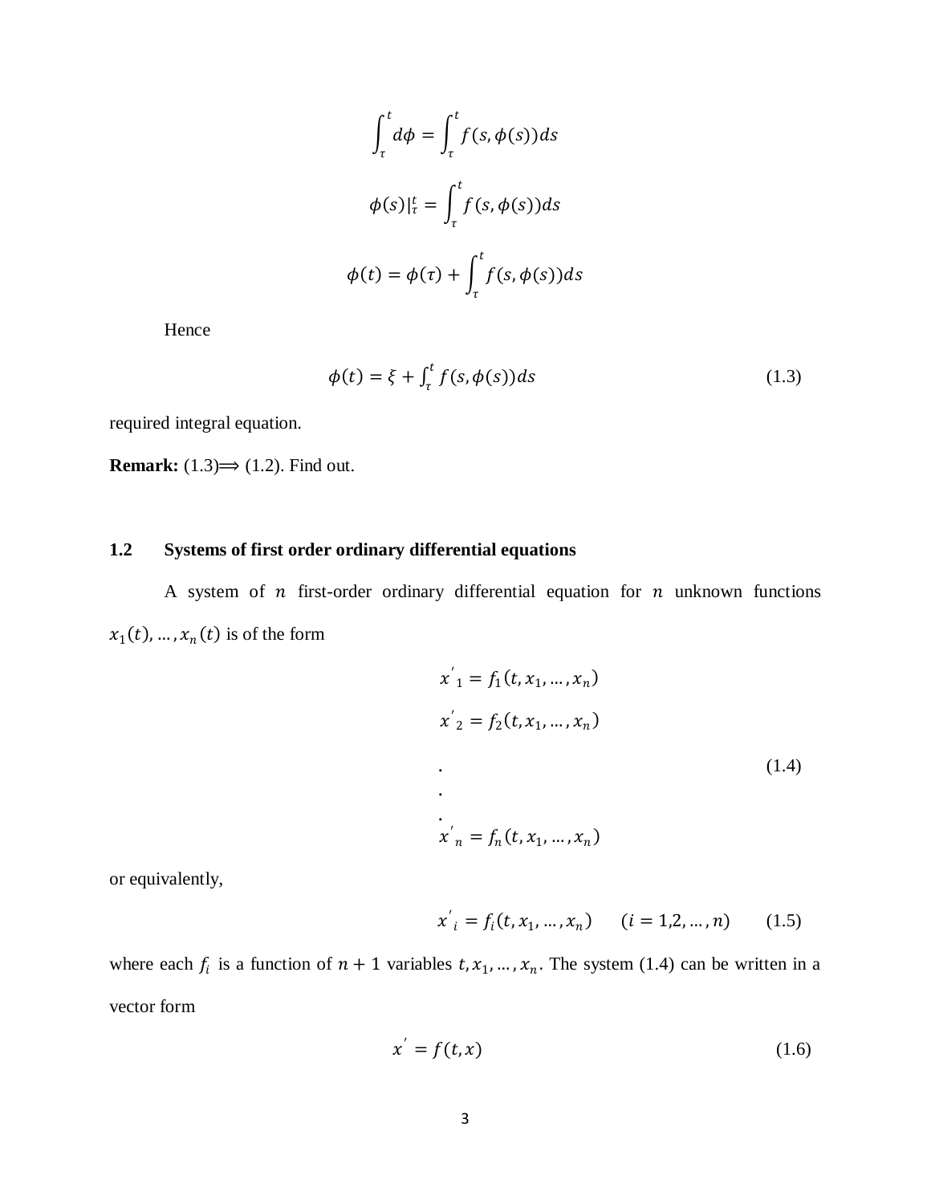$$\int_{\tau}^{t} d\phi = \int_{\tau}^{t} f(s, \phi(s))ds$$

$$\phi(s)|_{\tau}^{t} = \int_{\tau}^{t} f(s, \phi(s))ds$$

$$\phi(t) = \phi(\tau) + \int_{\tau}^{t} f(s, \phi(s))ds$$

Hence

$$\phi(t) = \xi + \int_{\tau}^{t} f(s, \phi(s))ds \tag{1.3}$$

required integral equation.

**Remark:** (1.3)$\Longrightarrow$ (1.2). Find out.

## 1.2 Systems of first order ordinary differential equations

A system of $n$ first-order ordinary differential equation for $n$ unknown functions $x_1(t), \dots, x_n(t)$ is of the form

$$
\begin{aligned}
x'_1 &= f_1(t, x_1, \dots, x_n) \\
x'_2 &= f_2(t, x_1, \dots, x_n) \\
&\;\;. \\
&\;\;. \\
&\;\;. \\
x'_n &= f_n(t, x_1, \dots, x_n)
\end{aligned}
\tag{1.4}
$$

or equivalently,

$$x'_i = f_i(t, x_1, \dots, x_n) \qquad (i = 1,2, \dots, n) \tag{1.5}$$

where each $f_i$ is a function of $n + 1$ variables $t, x_1, \dots, x_n$. The system (1.4) can be written in a vector form

$$x' = f(t, x) \tag{1.6}$$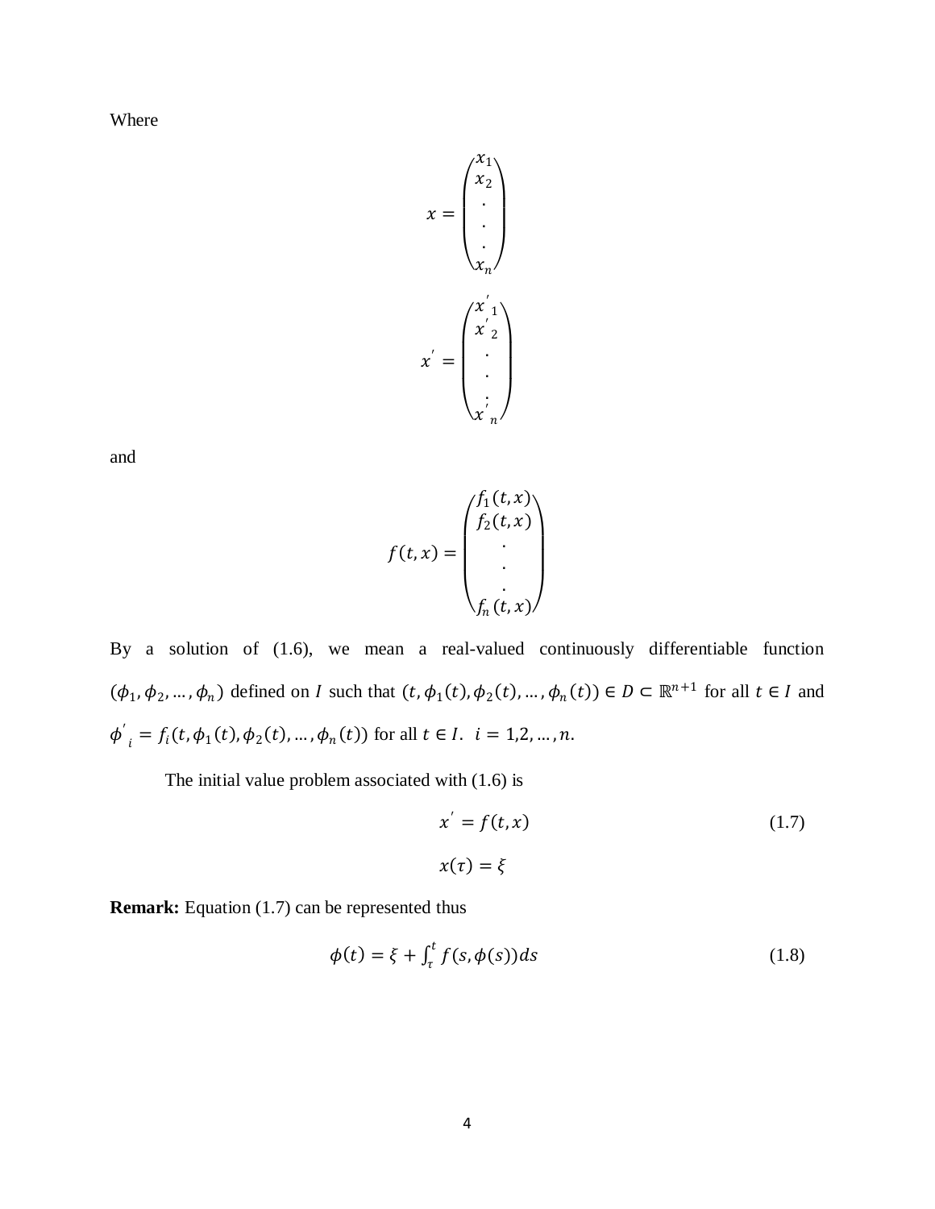Where

$$x = \begin{pmatrix} x_1 \\ x_2 \\ . \\ . \\ . \\ x_n \end{pmatrix}$$

$$x' = \begin{pmatrix} x'_1 \\ x'_2 \\ . \\ . \\ . \\ x'_n \end{pmatrix}$$

and

$$f(t,x) = \begin{pmatrix} f_1(t,x) \\ f_2(t,x) \\ . \\ . \\ . \\ f_n(t,x) \end{pmatrix}$$

By a solution of (1.6), we mean a real-valued continuously differentiable function $(\phi_1, \phi_2, \ldots, \phi_n)$ defined on $I$ such that $(t, \phi_1(t), \phi_2(t), \ldots, \phi_n(t)) \in D \subset \mathbb{R}^{n+1}$ for all $t \in I$ and $\phi'_i = f_i(t, \phi_1(t), \phi_2(t), \ldots, \phi_n(t))$ for all $t \in I$. $i = 1,2, \ldots, n$.

The initial value problem associated with (1.6) is

$$x' = f(t,x) \tag{1.7}$$

$$x(\tau) = \xi$$

**Remark:** Equation (1.7) can be represented thus

$$\phi(t) = \xi + \int_{\tau}^{t} f(s, \phi(s))ds \tag{1.8}$$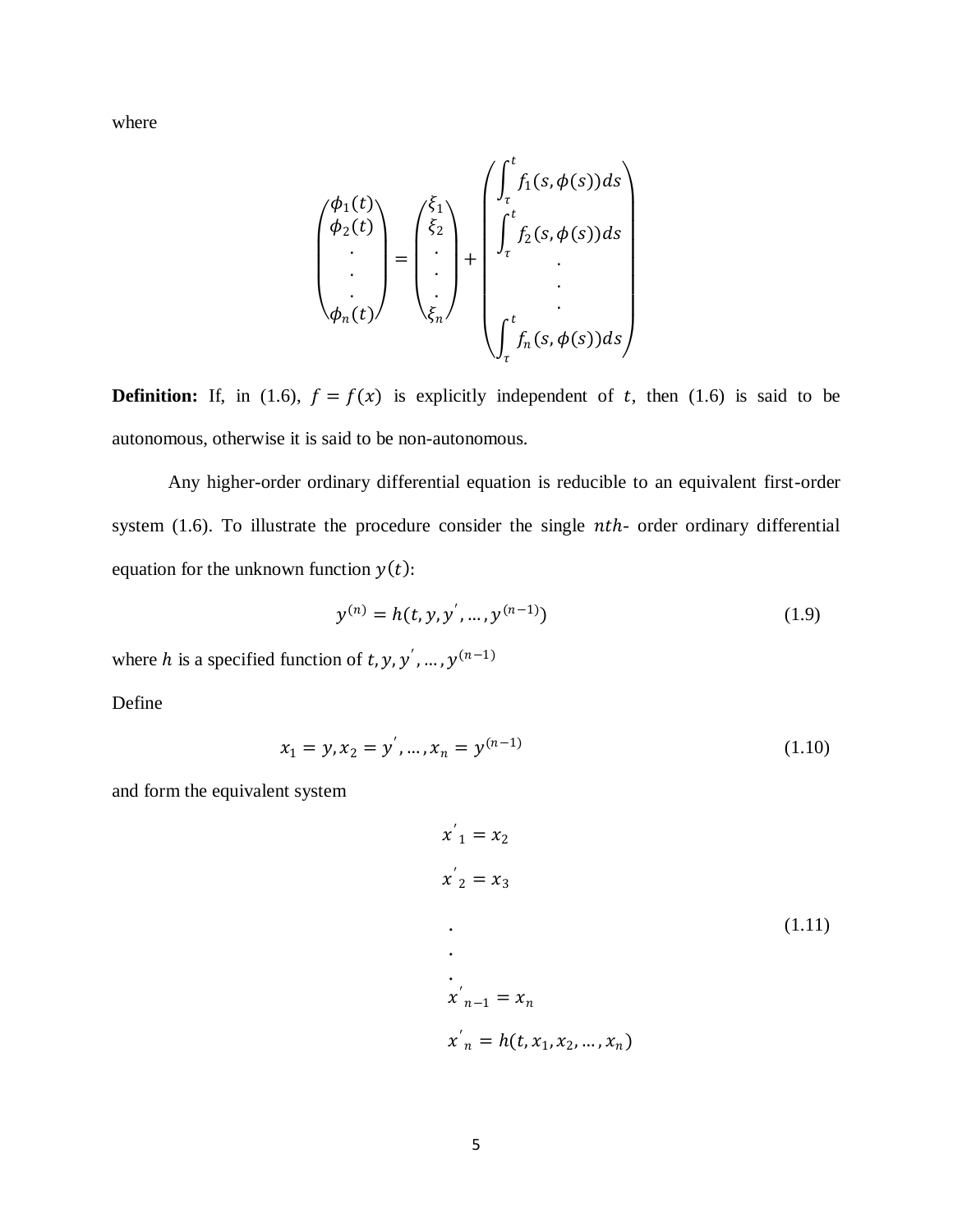where

$$
\begin{pmatrix} \phi_1(t) \\ \phi_2(t) \\ \cdot \\ \cdot \\ \cdot \\ \phi_n(t) \end{pmatrix} = \begin{pmatrix} \xi_1 \\ \xi_2 \\ \cdot \\ \cdot \\ \cdot \\ \xi_n \end{pmatrix} + \begin{pmatrix} \int_\tau^t f_1(s, \phi(s)) ds \\ \int_\tau^t f_2(s, \phi(s)) ds \\ \cdot \\ \cdot \\ \cdot \\ \int_\tau^t f_n(s, \phi(s)) ds \end{pmatrix}
$$

**Definition:** If, in (1.6), $f = f(x)$ is explicitly independent of $t$, then (1.6) is said to be autonomous, otherwise it is said to be non-autonomous.

Any higher-order ordinary differential equation is reducible to an equivalent first-order system (1.6). To illustrate the procedure consider the single $nth$- order ordinary differential equation for the unknown function $y(t)$:

$$
y^{(n)} = h(t, y, y', \dots, y^{(n-1)}) \tag{1.9}
$$

where $h$ is a specified function of $t, y, y', \dots, y^{(n-1)}$

Define

$$
x_1 = y, x_2 = y', \dots, x_n = y^{(n-1)} \tag{1.10}
$$

and form the equivalent system

$$
\begin{aligned}
x'_1 &= x_2 \\
x'_2 &= x_3 \\
&\cdot \\
&\cdot \\
&\cdot \\
x'_{n-1} &= x_n \\
x'_n &= h(t, x_1, x_2, \dots, x_n)
\end{aligned} \tag{1.11}
$$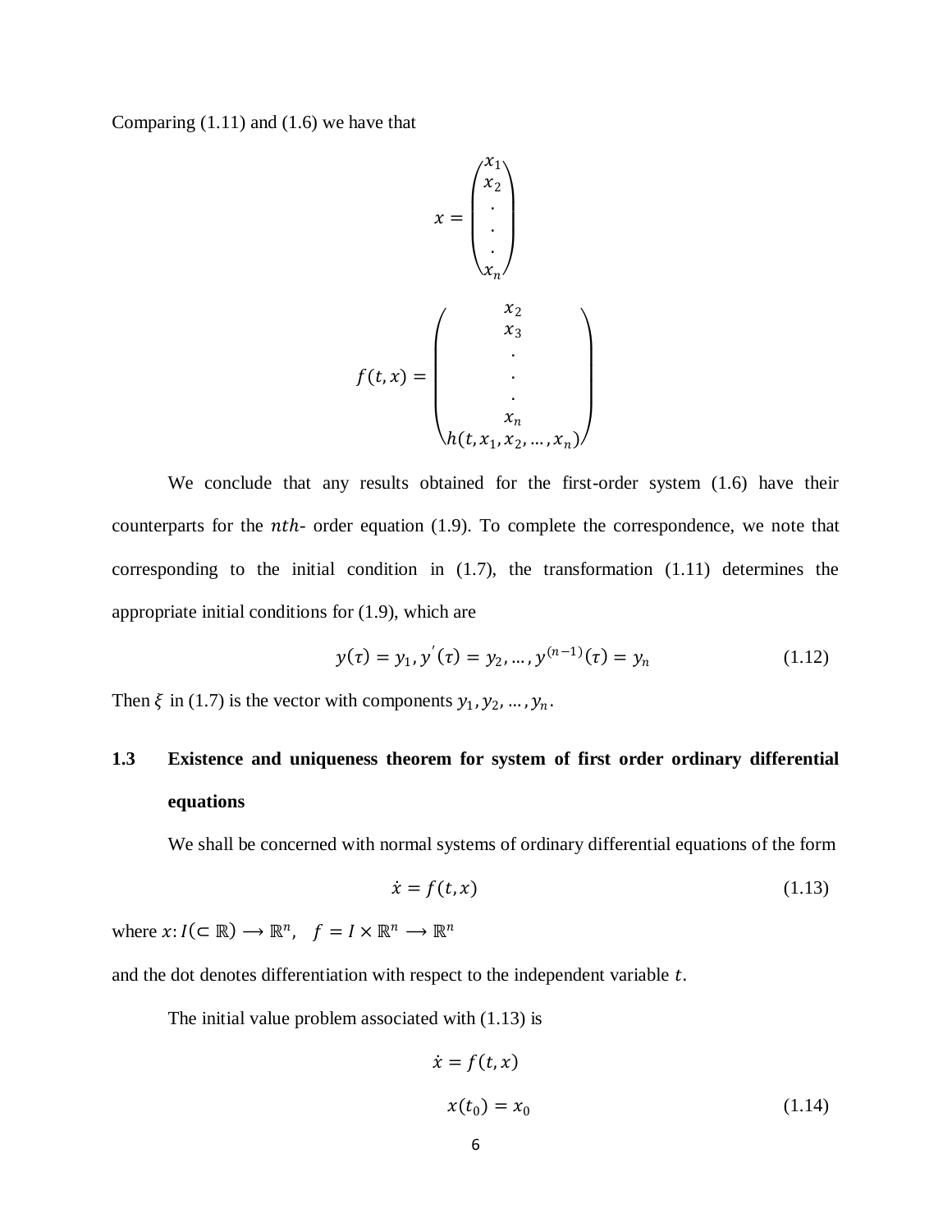Comparing (1.11) and (1.6) we have that

$$x = \begin{pmatrix} x_1 \\ x_2 \\ \cdot \\ \cdot \\ \cdot \\ x_n \end{pmatrix}$$

$$f(t,x) = \begin{pmatrix} x_2 \\ x_3 \\ \cdot \\ \cdot \\ \cdot \\ x_n \\ h(t, x_1, x_2, \dots, x_n) \end{pmatrix}$$

We conclude that any results obtained for the first-order system (1.6) have their counterparts for the $nth$- order equation (1.9). To complete the correspondence, we note that corresponding to the initial condition in (1.7), the transformation (1.11) determines the appropriate initial conditions for (1.9), which are

$$y(\tau) = y_1, y^{'}(\tau) = y_2, \dots, y^{(n-1)}(\tau) = y_n \tag{1.12}$$

Then $\xi$ in (1.7) is the vector with components $y_1, y_2, \dots, y_n$.

## 1.3 Existence and uniqueness theorem for system of first order ordinary differential equations

We shall be concerned with normal systems of ordinary differential equations of the form

$$\dot{x} = f(t,x) \tag{1.13}$$

where $x: I(\subset \mathbb{R}) \longrightarrow \mathbb{R}^n, \quad f = I \times \mathbb{R}^n \longrightarrow \mathbb{R}^n$

and the dot denotes differentiation with respect to the independent variable $t$.

The initial value problem associated with (1.13) is

$$\dot{x} = f(t,x)$$
$$x(t_0) = x_0 \tag{1.14}$$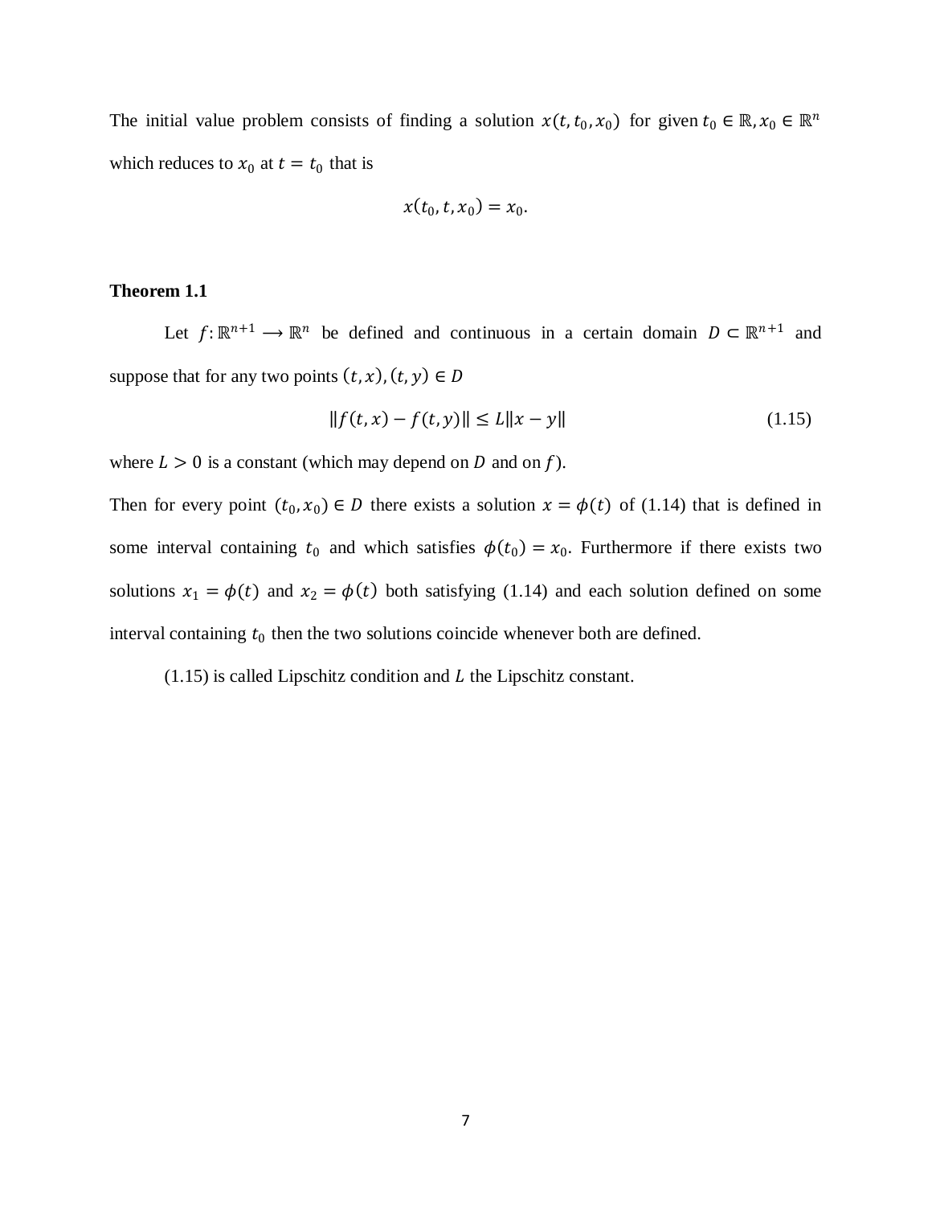The initial value problem consists of finding a solution $x(t, t_0, x_0)$ for given $t_0 \in \mathbb{R}, x_0 \in \mathbb{R}^n$ which reduces to $x_0$ at $t = t_0$ that is

$$x(t_0, t, x_0) = x_0.$$

**Theorem 1.1**

Let $f: \mathbb{R}^{n+1} \longrightarrow \mathbb{R}^n$ be defined and continuous in a certain domain $D \subset \mathbb{R}^{n+1}$ and suppose that for any two points $(t, x), (t, y) \in D$

$$\|f(t, x) - f(t, y)\| \leq L\|x - y\| \tag{1.15}$$

where $L > 0$ is a constant (which may depend on $D$ and on $f$).

Then for every point $(t_0, x_0) \in D$ there exists a solution $x = \phi(t)$ of (1.14) that is defined in some interval containing $t_0$ and which satisfies $\phi(t_0) = x_0$. Furthermore if there exists two solutions $x_1 = \phi(t)$ and $x_2 = \phi(t)$ both satisfying (1.14) and each solution defined on some interval containing $t_0$ then the two solutions coincide whenever both are defined.

(1.15) is called Lipschitz condition and $L$ the Lipschitz constant.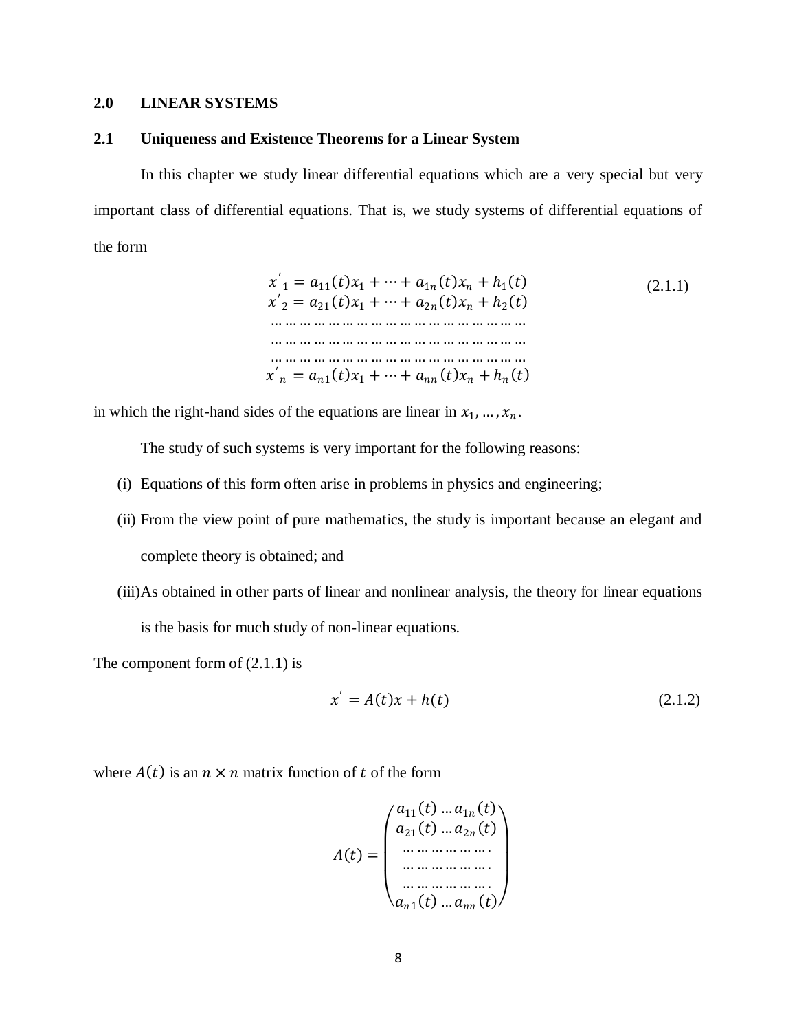## 2.0 LINEAR SYSTEMS

### 2.1 Uniqueness and Existence Theorems for a Linear System

In this chapter we study linear differential equations which are a very special but very important class of differential equations. That is, we study systems of differential equations of the form

$$
\begin{aligned}
x'_1 &= a_{11}(t)x_1 + \cdots + a_{1n}(t)x_n + h_1(t) \\
x'_2 &= a_{21}(t)x_1 + \cdots + a_{2n}(t)x_n + h_2(t) \\
&\ldots\ldots\ldots\ldots\ldots\ldots\ldots\ldots\ldots\ldots\ldots\ldots\ldots\ldots \\
&\ldots\ldots\ldots\ldots\ldots\ldots\ldots\ldots\ldots\ldots\ldots\ldots\ldots\ldots \\
&\ldots\ldots\ldots\ldots\ldots\ldots\ldots\ldots\ldots\ldots\ldots\ldots\ldots\ldots \\
x'_n &= a_{n1}(t)x_1 + \cdots + a_{nn}(t)x_n + h_n(t)
\end{aligned}
\tag{2.1.1}
$$

in which the right-hand sides of the equations are linear in $x_1, \ldots, x_n$.

The study of such systems is very important for the following reasons:

(i) Equations of this form often arise in problems in physics and engineering;

(ii) From the view point of pure mathematics, the study is important because an elegant and complete theory is obtained; and

(iii) As obtained in other parts of linear and nonlinear analysis, the theory for linear equations is the basis for much study of non-linear equations.

The component form of (2.1.1) is

$$x' = A(t)x + h(t) \tag{2.1.2}$$

where $A(t)$ is an $n \times n$ matrix function of $t$ of the form

$$
A(t) = \begin{pmatrix}
a_{11}(t) \ldots a_{1n}(t) \\
a_{21}(t) \ldots a_{2n}(t) \\
\ldots\ldots\ldots\ldots\ldots\ldots. \\
\ldots\ldots\ldots\ldots\ldots\ldots. \\
\ldots\ldots\ldots\ldots\ldots\ldots. \\
a_{n1}(t) \ldots a_{nn}(t)
\end{pmatrix}
$$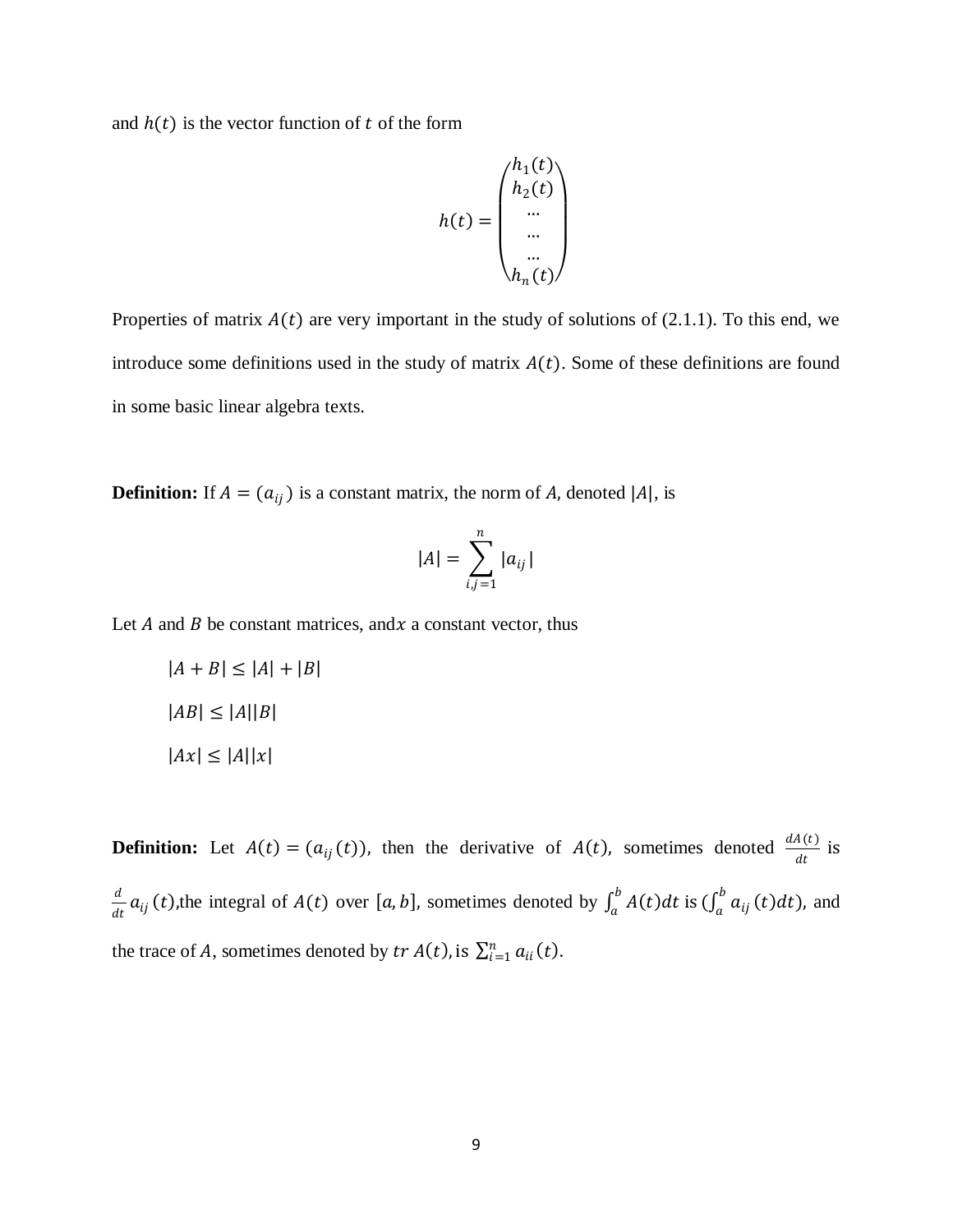and $h(t)$ is the vector function of $t$ of the form

$$h(t) = \begin{pmatrix} h_1(t) \\ h_2(t) \\ \cdots \\ \cdots \\ \cdots \\ h_n(t) \end{pmatrix}$$

Properties of matrix $A(t)$ are very important in the study of solutions of (2.1.1). To this end, we introduce some definitions used in the study of matrix $A(t)$. Some of these definitions are found in some basic linear algebra texts.

**Definition:** If $A = (a_{ij})$ is a constant matrix, the norm of $A$, denoted $|A|$, is

$$|A| = \sum_{i,j=1}^{n} |a_{ij}|$$

Let $A$ and $B$ be constant matrices, and$x$ a constant vector, thus

$$|A + B| \leq |A| + |B|$$

$$|AB| \leq |A||B|$$

$$|Ax| \leq |A||x|$$

**Definition:** Let $A(t) = (a_{ij}(t))$, then the derivative of $A(t)$, sometimes denoted $\frac{dA(t)}{dt}$ is $\frac{d}{dt} a_{ij}(t)$,the integral of $A(t)$ over $[a, b]$, sometimes denoted by $\int_a^b A(t)dt$ is $(\int_a^b a_{ij}(t)dt)$, and the trace of $A$, sometimes denoted by $tr\, A(t)$, is $\sum_{i=1}^{n} a_{ii}(t)$.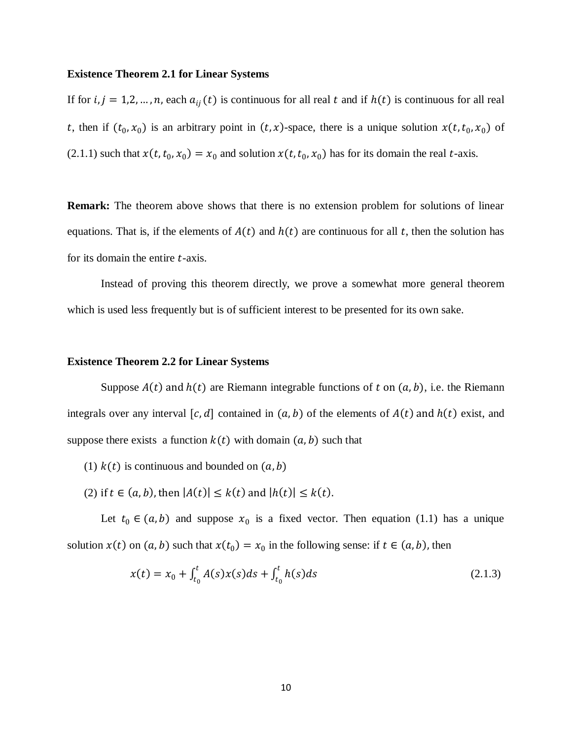**Existence Theorem 2.1 for Linear Systems**

If for $i, j = 1,2, \ldots, n$, each $a_{ij}(t)$ is continuous for all real $t$ and if $h(t)$ is continuous for all real $t$, then if $(t_0, x_0)$ is an arbitrary point in $(t, x)$-space, there is a unique solution $x(t, t_0, x_0)$ of (2.1.1) such that $x(t, t_0, x_0) = x_0$ and solution $x(t, t_0, x_0)$ has for its domain the real $t$-axis.

**Remark:** The theorem above shows that there is no extension problem for solutions of linear equations. That is, if the elements of $A(t)$ and $h(t)$ are continuous for all $t$, then the solution has for its domain the entire $t$-axis.

Instead of proving this theorem directly, we prove a somewhat more general theorem which is used less frequently but is of sufficient interest to be presented for its own sake.

**Existence Theorem 2.2 for Linear Systems**

Suppose $A(t)$ and $h(t)$ are Riemann integrable functions of $t$ on $(a, b)$, i.e. the Riemann integrals over any interval $[c, d]$ contained in $(a, b)$ of the elements of $A(t)$ and $h(t)$ exist, and suppose there exists a function $k(t)$ with domain $(a, b)$ such that

(1) $k(t)$ is continuous and bounded on $(a, b)$

(2) if $t \in (a, b)$, then $|A(t)| \leq k(t)$ and $|h(t)| \leq k(t)$.

Let $t_0 \in (a, b)$ and suppose $x_0$ is a fixed vector. Then equation (1.1) has a unique solution $x(t)$ on $(a, b)$ such that $x(t_0) = x_0$ in the following sense: if $t \in (a, b)$, then

$$x(t) = x_0 + \int_{t_0}^{t} A(s)x(s)ds + \int_{t_0}^{t} h(s)ds \tag{2.1.3}$$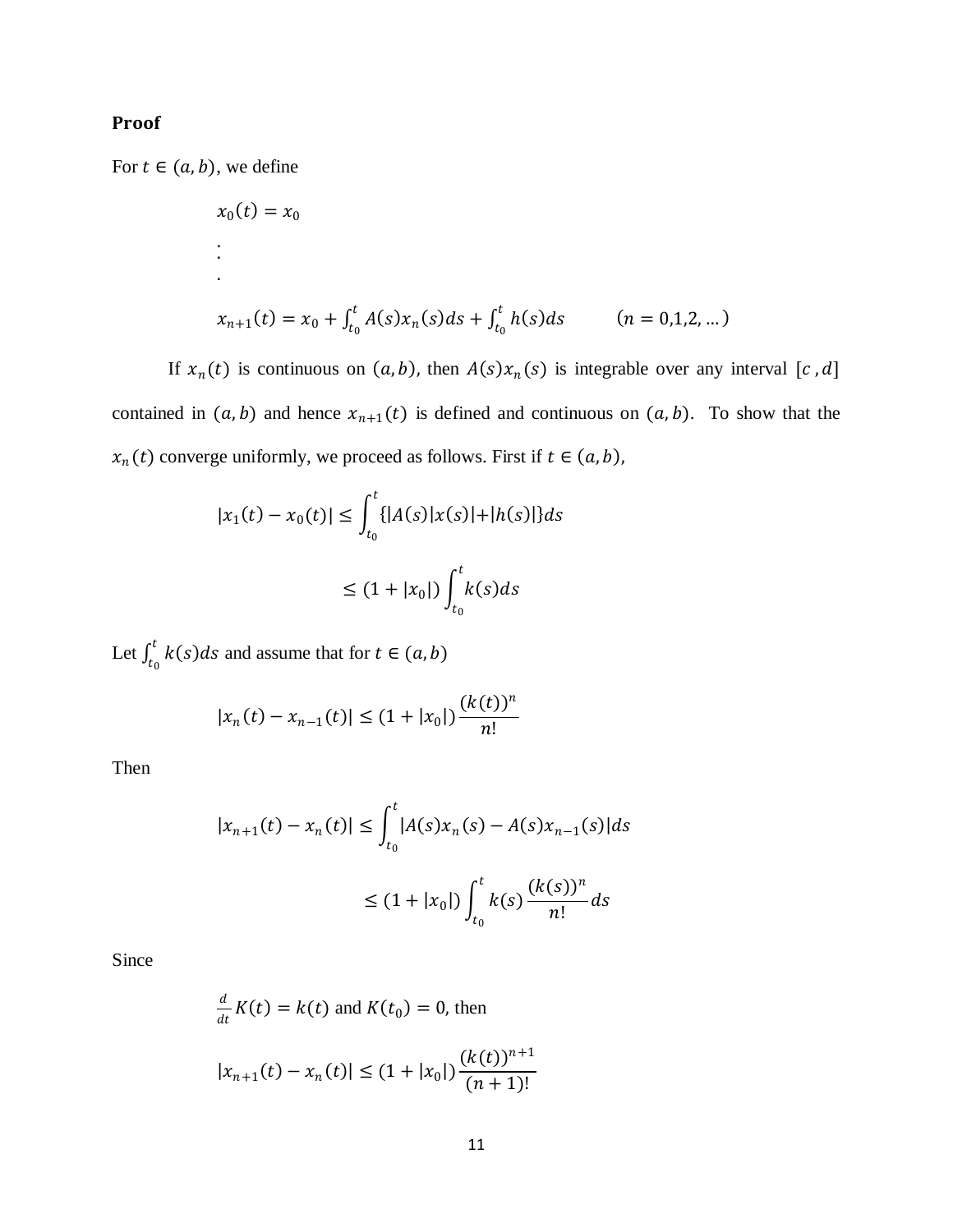**Proof**

For $t \in (a, b)$, we define

$$x_0(t) = x_0$$

.
.
.

$$x_{n+1}(t) = x_0 + \int_{t_0}^{t} A(s)x_n(s)ds + \int_{t_0}^{t} h(s)ds \qquad (n = 0,1,2, \dots)$$

If $x_n(t)$ is continuous on $(a, b)$, then $A(s)x_n(s)$ is integrable over any interval $[c , d]$ contained in $(a, b)$ and hence $x_{n+1}(t)$ is defined and continuous on $(a, b)$. To show that the $x_n(t)$ converge uniformly, we proceed as follows. First if $t \in (a, b)$,

$$|x_1(t) - x_0(t)| \leq \int_{t_0}^{t} \{|A(s)|x(s)| + |h(s)|\}ds$$

$$\leq (1 + |x_0|) \int_{t_0}^{t} k(s)ds$$

Let $\int_{t_0}^{t} k(s)ds$ and assume that for $t \in (a, b)$

$$|x_n(t) - x_{n-1}(t)| \leq (1 + |x_0|) \frac{(k(t))^n}{n!}$$

Then

$$|x_{n+1}(t) - x_n(t)| \leq \int_{t_0}^{t} |A(s)x_n(s) - A(s)x_{n-1}(s)|ds$$

$$\leq (1 + |x_0|) \int_{t_0}^{t} k(s) \frac{(k(s))^n}{n!} ds$$

Since

$\frac{d}{dt} K(t) = k(t)$ and $K(t_0) = 0$, then

$$|x_{n+1}(t) - x_n(t)| \leq (1 + |x_0|) \frac{(k(t))^{n+1}}{(n+1)!}$$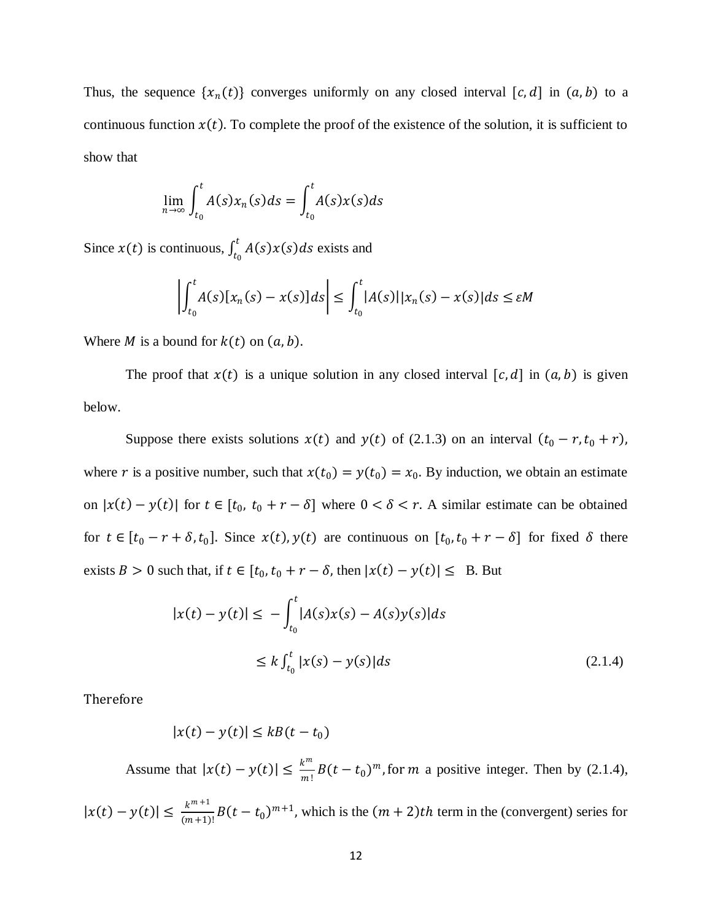Thus, the sequence $\{x_n(t)\}$ converges uniformly on any closed interval $[c, d]$ in $(a, b)$ to a continuous function $x(t)$. To complete the proof of the existence of the solution, it is sufficient to show that

$$\lim_{n \to \infty} \int_{t_0}^{t} A(s) x_n(s) ds = \int_{t_0}^{t} A(s) x(s) ds$$

Since $x(t)$ is continuous, $\int_{t_0}^{t} A(s)x(s)ds$ exists and

$$\left| \int_{t_0}^{t} A(s)[x_n(s) - x(s)] ds \right| \leq \int_{t_0}^{t} |A(s)||x_n(s) - x(s)| ds \leq \varepsilon M$$

Where $M$ is a bound for $k(t)$ on $(a, b)$.

The proof that $x(t)$ is a unique solution in any closed interval $[c, d]$ in $(a, b)$ is given below.

Suppose there exists solutions $x(t)$ and $y(t)$ of (2.1.3) on an interval $(t_0 - r, t_0 + r)$, where $r$ is a positive number, such that $x(t_0) = y(t_0) = x_0$. By induction, we obtain an estimate on $|x(t) - y(t)|$ for $t \in [t_0,\ t_0 + r - \delta]$ where $0 < \delta < r$. A similar estimate can be obtained for $t \in [t_0 - r + \delta, t_0]$. Since $x(t), y(t)$ are continuous on $[t_0, t_0 + r - \delta]$ for fixed $\delta$ there exists $B > 0$ such that, if $t \in [t_0, t_0 + r - \delta$, then $|x(t) - y(t)| \leq$ B. But

$$|x(t) - y(t)| \leq -\int_{t_0}^{t} |A(s)x(s) - A(s)y(s)| ds$$

$$\leq k \int_{t_0}^{t} |x(s) - y(s)| ds \tag{2.1.4}$$

Therefore

$$|x(t) - y(t)| \leq kB(t - t_0)$$

Assume that $|x(t) - y(t)| \leq \frac{k^m}{m!} B(t - t_0)^m$, for $m$ a positive integer. Then by (2.1.4), $|x(t) - y(t)| \leq \frac{k^{m+1}}{(m+1)!} B(t - t_0)^{m+1}$, which is the $(m + 2)th$ term in the (convergent) series for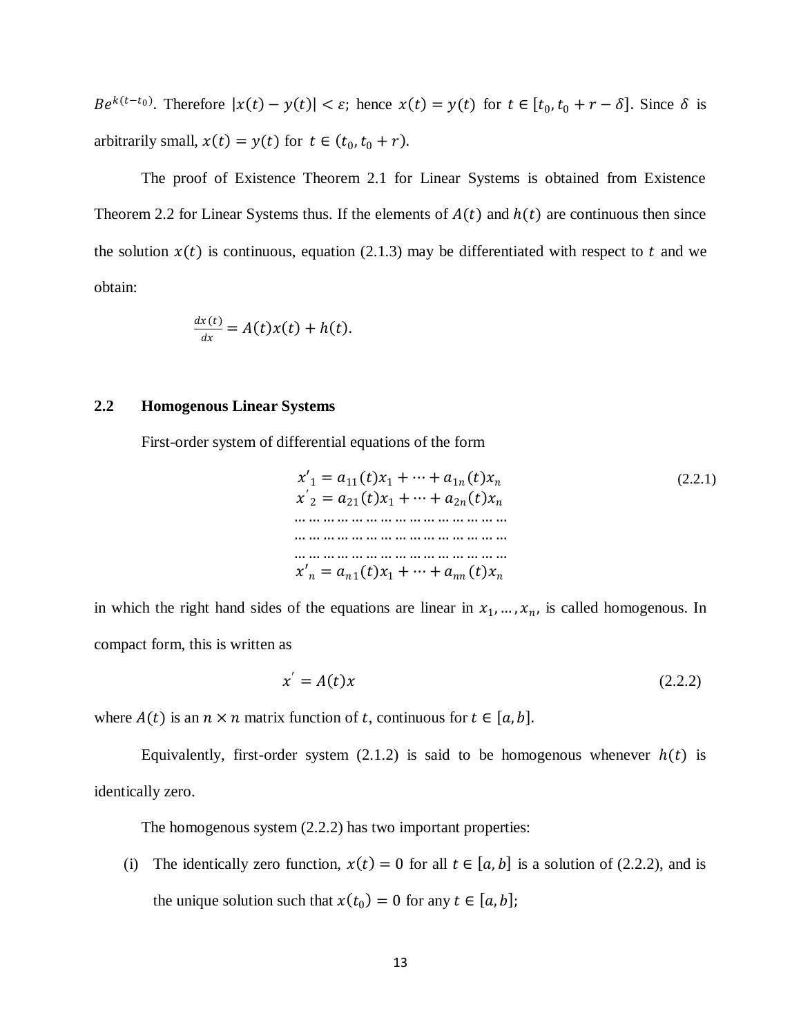$Be^{k(t-t_0)}$. Therefore $|x(t) - y(t)| < \varepsilon$; hence $x(t) = y(t)$ for $t \in [t_0, t_0 + r - \delta]$. Since $\delta$ is arbitrarily small, $x(t) = y(t)$ for $t \in (t_0, t_0 + r)$.

The proof of Existence Theorem 2.1 for Linear Systems is obtained from Existence Theorem 2.2 for Linear Systems thus. If the elements of $A(t)$ and $h(t)$ are continuous then since the solution $x(t)$ is continuous, equation (2.1.3) may be differentiated with respect to $t$ and we obtain:

$$\frac{dx(t)}{dx} = A(t)x(t) + h(t).$$

## 2.2 Homogenous Linear Systems

First-order system of differential equations of the form

$$\begin{aligned} x'_1 &= a_{11}(t)x_1 + \cdots + a_{1n}(t)x_n \\ x'_2 &= a_{21}(t)x_1 + \cdots + a_{2n}(t)x_n \\ &\dots\dots\dots\dots\dots\dots\dots\dots\dots\dots\dots\dots \\ &\dots\dots\dots\dots\dots\dots\dots\dots\dots\dots\dots\dots \\ &\dots\dots\dots\dots\dots\dots\dots\dots\dots\dots\dots\dots \\ x'_n &= a_{n1}(t)x_1 + \cdots + a_{nn}(t)x_n \end{aligned} \tag{2.2.1}$$

in which the right hand sides of the equations are linear in $x_1, \dots, x_n$, is called homogenous. In compact form, this is written as

$$x' = A(t)x \tag{2.2.2}$$

where $A(t)$ is an $n \times n$ matrix function of $t$, continuous for $t \in [a, b]$.

Equivalently, first-order system (2.1.2) is said to be homogenous whenever $h(t)$ is identically zero.

The homogenous system (2.2.2) has two important properties:

(i) The identically zero function, $x(t) = 0$ for all $t \in [a, b]$ is a solution of (2.2.2), and is the unique solution such that $x(t_0) = 0$ for any $t \in [a, b]$;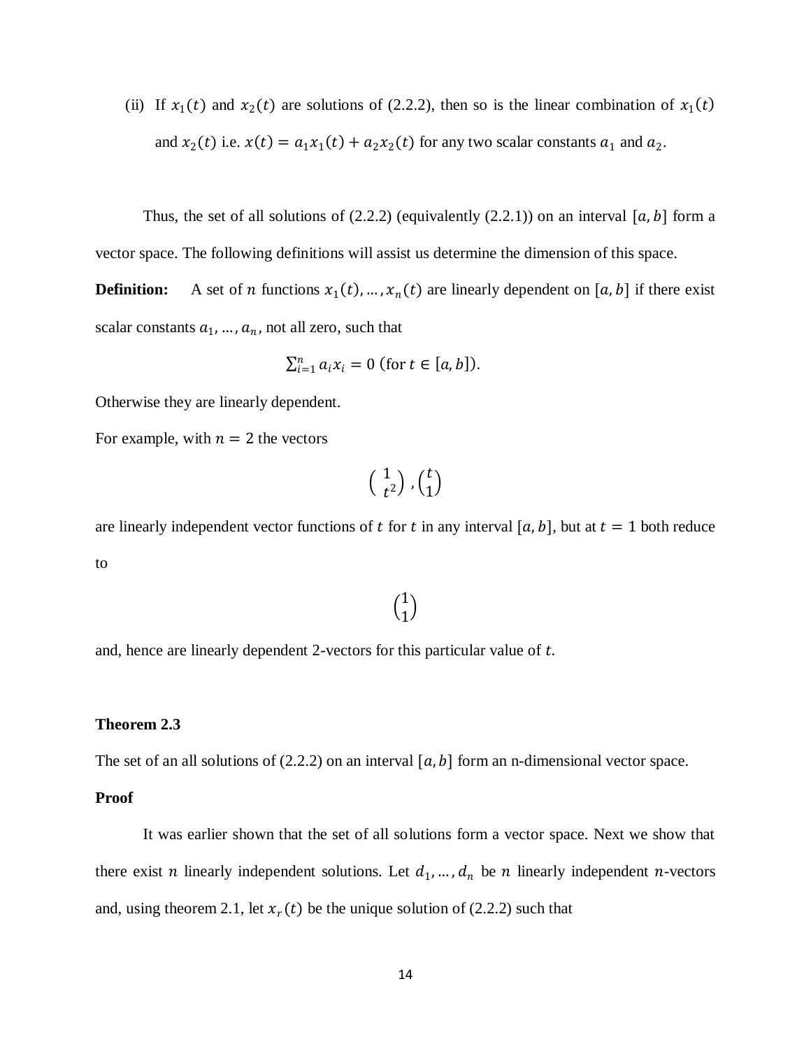(ii) If $x_1(t)$ and $x_2(t)$ are solutions of (2.2.2), then so is the linear combination of $x_1(t)$ and $x_2(t)$ i.e. $x(t) = a_1 x_1(t) + a_2 x_2(t)$ for any two scalar constants $a_1$ and $a_2$.

Thus, the set of all solutions of (2.2.2) (equivalently (2.2.1)) on an interval $[a, b]$ form a vector space. The following definitions will assist us determine the dimension of this space.

**Definition:** A set of $n$ functions $x_1(t), \ldots, x_n(t)$ are linearly dependent on $[a, b]$ if there exist scalar constants $a_1, \ldots, a_n$, not all zero, such that

$$\sum_{i=1}^{n} a_i x_i = 0 \text{ (for } t \in [a, b]).$$

Otherwise they are linearly dependent.

For example, with $n = 2$ the vectors

$$\begin{pmatrix} 1 \\ t^2 \end{pmatrix}, \begin{pmatrix} t \\ 1 \end{pmatrix}$$

are linearly independent vector functions of $t$ for $t$ in any interval $[a, b]$, but at $t = 1$ both reduce to

$$\begin{pmatrix} 1 \\ 1 \end{pmatrix}$$

and, hence are linearly dependent 2-vectors for this particular value of $t$.

**Theorem 2.3**

The set of an all solutions of (2.2.2) on an interval $[a, b]$ form an n-dimensional vector space.

**Proof**

It was earlier shown that the set of all solutions form a vector space. Next we show that there exist $n$ linearly independent solutions. Let $d_1, \ldots, d_n$ be $n$ linearly independent $n$-vectors and, using theorem 2.1, let $x_r(t)$ be the unique solution of (2.2.2) such that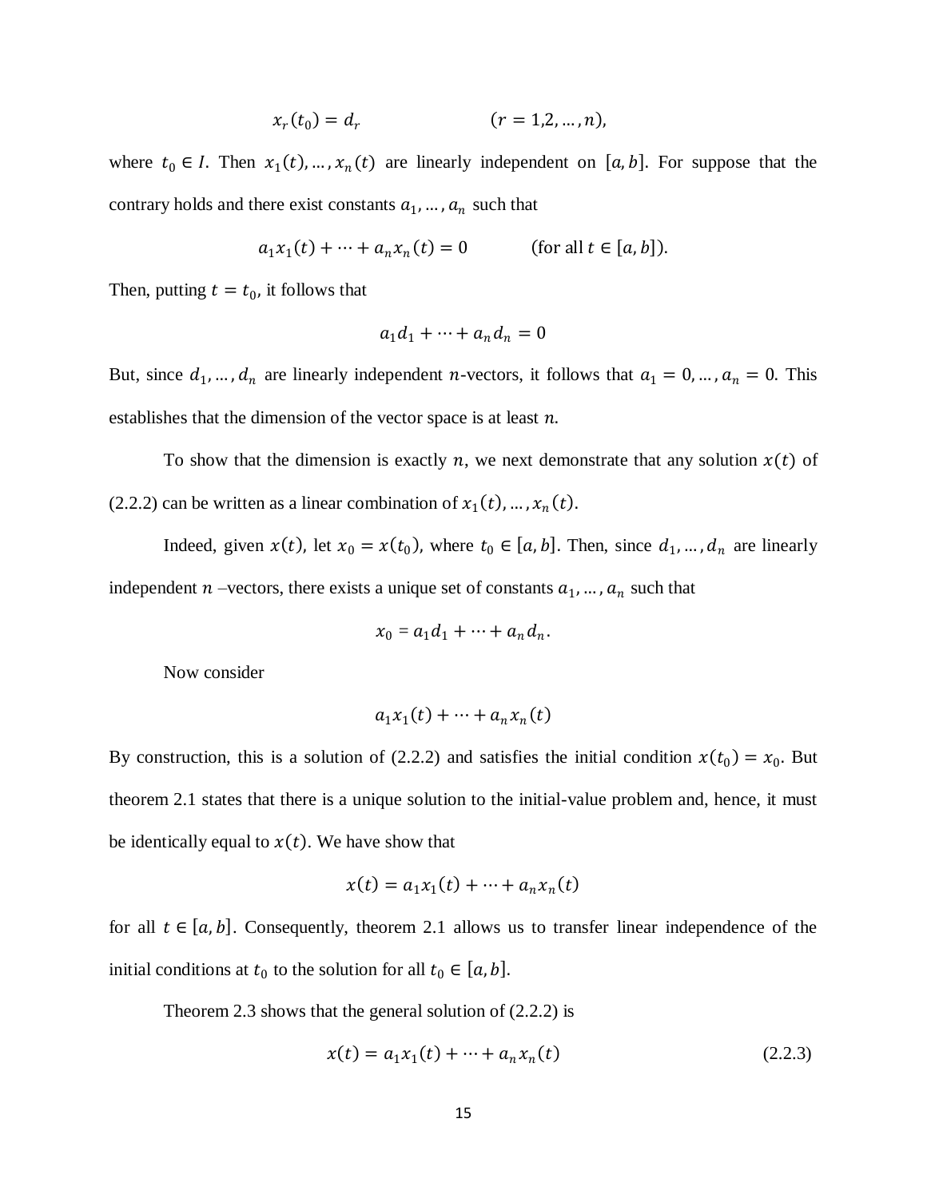$$x_r(t_0) = d_r \qquad\qquad (r = 1,2,\dots,n),$$

where $t_0 \in I$. Then $x_1(t),\dots,x_n(t)$ are linearly independent on $[a,b]$. For suppose that the contrary holds and there exist constants $a_1,\dots,a_n$ such that

$$a_1x_1(t) + \cdots + a_nx_n(t) = 0 \qquad\quad \text{(for all } t \in [a,b]).$$

Then, putting $t = t_0$, it follows that

$$a_1d_1 + \cdots + a_nd_n = 0$$

But, since $d_1,\dots,d_n$ are linearly independent $n$-vectors, it follows that $a_1 = 0,\dots,a_n = 0$. This establishes that the dimension of the vector space is at least $n$.

To show that the dimension is exactly $n$, we next demonstrate that any solution $x(t)$ of (2.2.2) can be written as a linear combination of $x_1(t),\dots,x_n(t)$.

Indeed, given $x(t)$, let $x_0 = x(t_0)$, where $t_0 \in [a,b]$. Then, since $d_1,\dots,d_n$ are linearly independent $n$ –vectors, there exists a unique set of constants $a_1,\dots,a_n$ such that

$$x_0 = a_1d_1 + \cdots + a_nd_n.$$

Now consider

$$a_1x_1(t) + \cdots + a_nx_n(t)$$

By construction, this is a solution of (2.2.2) and satisfies the initial condition $x(t_0) = x_0$. But theorem 2.1 states that there is a unique solution to the initial-value problem and, hence, it must be identically equal to $x(t)$. We have show that

$$x(t) = a_1x_1(t) + \cdots + a_nx_n(t)$$

for all $t \in [a,b]$. Consequently, theorem 2.1 allows us to transfer linear independence of the initial conditions at $t_0$ to the solution for all $t_0 \in [a,b]$.

Theorem 2.3 shows that the general solution of (2.2.2) is

$$x(t) = a_1x_1(t) + \cdots + a_nx_n(t) \tag{2.2.3}$$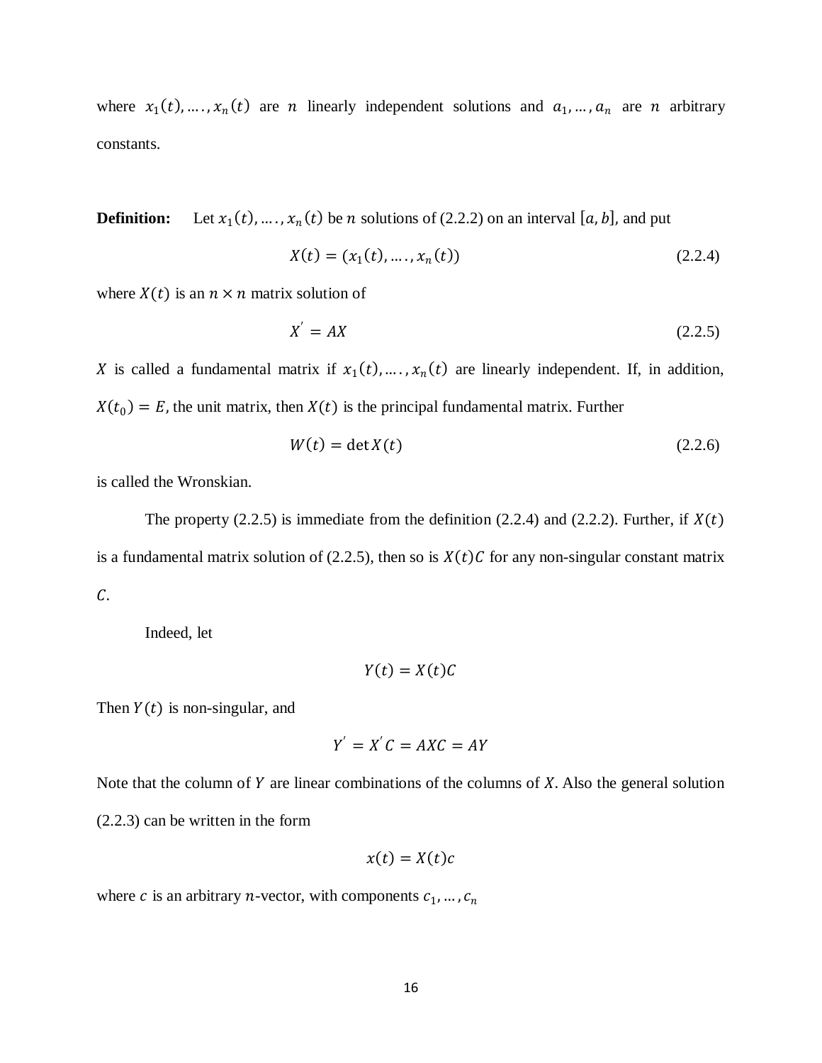where $x_1(t), \ldots, x_n(t)$ are $n$ linearly independent solutions and $a_1, \ldots, a_n$ are $n$ arbitrary constants.

**Definition:** Let $x_1(t), \ldots, x_n(t)$ be $n$ solutions of (2.2.2) on an interval $[a, b]$, and put

$$X(t) = (x_1(t), \ldots, x_n(t)) \tag{2.2.4}$$

where $X(t)$ is an $n \times n$ matrix solution of

$$X' = AX \tag{2.2.5}$$

$X$ is called a fundamental matrix if $x_1(t), \ldots, x_n(t)$ are linearly independent. If, in addition, $X(t_0) = E$, the unit matrix, then $X(t)$ is the principal fundamental matrix. Further

$$W(t) = \det X(t) \tag{2.2.6}$$

is called the Wronskian.

The property (2.2.5) is immediate from the definition (2.2.4) and (2.2.2). Further, if $X(t)$ is a fundamental matrix solution of (2.2.5), then so is $X(t)C$ for any non-singular constant matrix $C$.

Indeed, let

$$Y(t) = X(t)C$$

Then $Y(t)$ is non-singular, and

$$Y' = X'C = AXC = AY$$

Note that the column of $Y$ are linear combinations of the columns of $X$. Also the general solution (2.2.3) can be written in the form

$$x(t) = X(t)c$$

where $c$ is an arbitrary $n$-vector, with components $c_1, \ldots, c_n$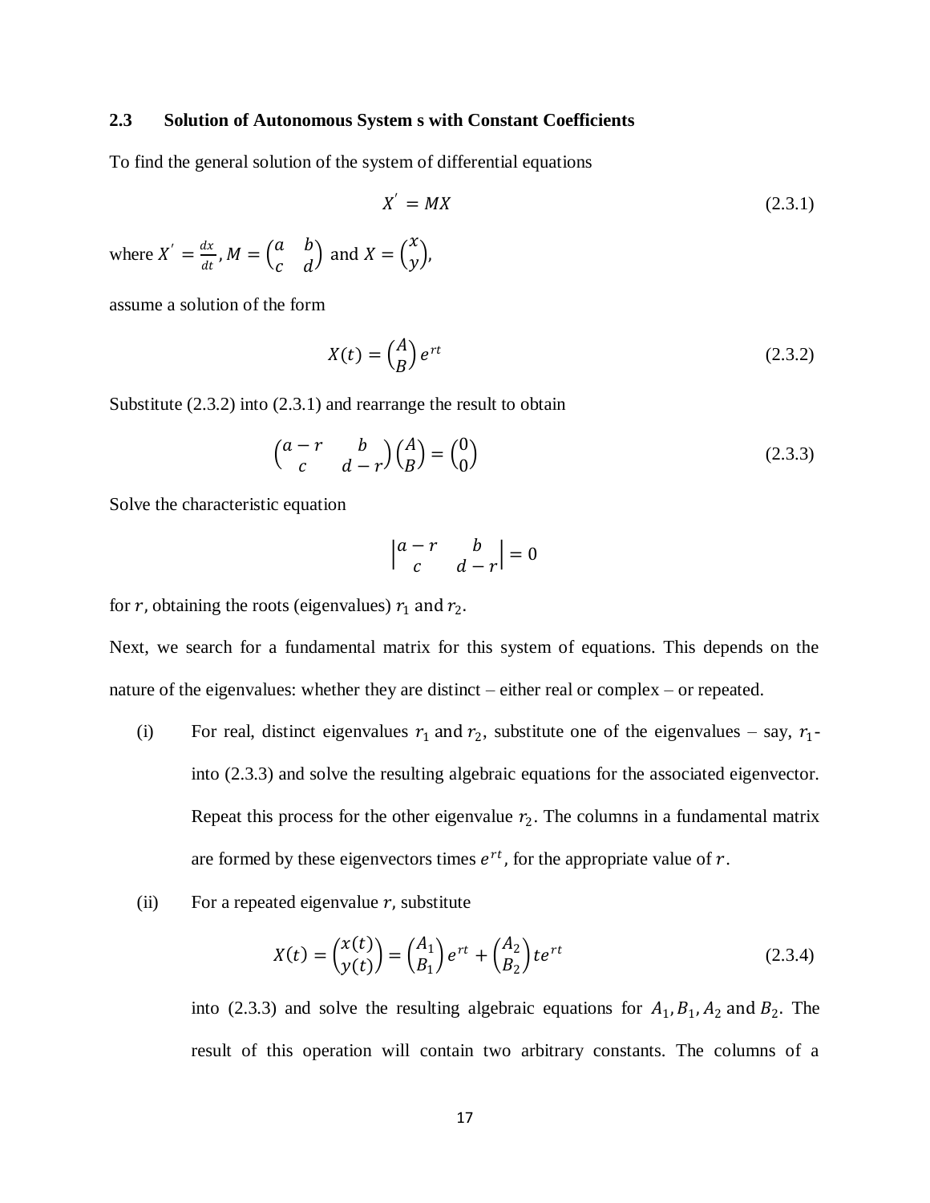### 2.3 Solution of Autonomous System s with Constant Coefficients

To find the general solution of the system of differential equations

$$X' = MX \tag{2.3.1}$$

where $X' = \frac{dx}{dt}$, $M = \begin{pmatrix} a & b \\ c & d \end{pmatrix}$ and $X = \begin{pmatrix} x \\ y \end{pmatrix}$,

assume a solution of the form

$$X(t) = \begin{pmatrix} A \\ B \end{pmatrix} e^{rt} \tag{2.3.2}$$

Substitute (2.3.2) into (2.3.1) and rearrange the result to obtain

$$\begin{pmatrix} a-r & b \\ c & d-r \end{pmatrix} \begin{pmatrix} A \\ B \end{pmatrix} = \begin{pmatrix} 0 \\ 0 \end{pmatrix} \tag{2.3.3}$$

Solve the characteristic equation

$$\begin{vmatrix} a-r & b \\ c & d-r \end{vmatrix} = 0$$

for $r$, obtaining the roots (eigenvalues) $r_1$ and $r_2$.

Next, we search for a fundamental matrix for this system of equations. This depends on the nature of the eigenvalues: whether they are distinct – either real or complex – or repeated.

(i) For real, distinct eigenvalues $r_1$ and $r_2$, substitute one of the eigenvalues – say, $r_1$- into (2.3.3) and solve the resulting algebraic equations for the associated eigenvector. Repeat this process for the other eigenvalue $r_2$. The columns in a fundamental matrix are formed by these eigenvectors times $e^{rt}$, for the appropriate value of $r$.

(ii) For a repeated eigenvalue $r$, substitute

$$X(t) = \begin{pmatrix} x(t) \\ y(t) \end{pmatrix} = \begin{pmatrix} A_1 \\ B_1 \end{pmatrix} e^{rt} + \begin{pmatrix} A_2 \\ B_2 \end{pmatrix} te^{rt} \tag{2.3.4}$$

into (2.3.3) and solve the resulting algebraic equations for $A_1, B_1, A_2$ and $B_2$. The result of this operation will contain two arbitrary constants. The columns of a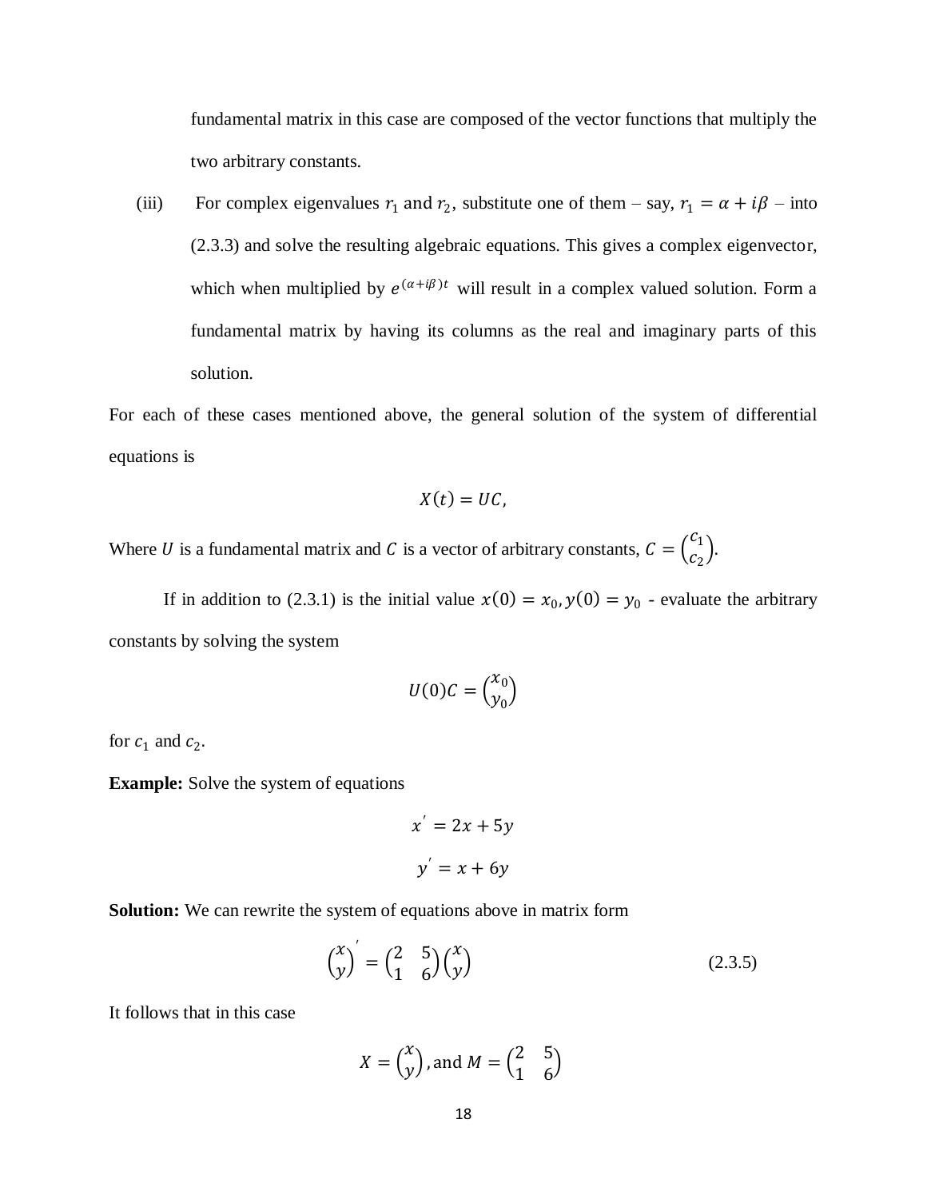fundamental matrix in this case are composed of the vector functions that multiply the two arbitrary constants.

(iii) For complex eigenvalues $r_1$ and $r_2$, substitute one of them – say, $r_1 = \alpha + i\beta$ – into (2.3.3) and solve the resulting algebraic equations. This gives a complex eigenvector, which when multiplied by $e^{(\alpha+i\beta)t}$ will result in a complex valued solution. Form a fundamental matrix by having its columns as the real and imaginary parts of this solution.

For each of these cases mentioned above, the general solution of the system of differential equations is

$$X(t) = UC,$$

Where $U$ is a fundamental matrix and $C$ is a vector of arbitrary constants, $C = \begin{pmatrix} c_1 \\ c_2 \end{pmatrix}$.

If in addition to (2.3.1) is the initial value $x(0) = x_0, y(0) = y_0$ - evaluate the arbitrary constants by solving the system

$$U(0)C = \begin{pmatrix} x_0 \\ y_0 \end{pmatrix}$$

for $c_1$ and $c_2$.

**Example:** Solve the system of equations

$$x' = 2x + 5y$$

$$y' = x + 6y$$

**Solution:** We can rewrite the system of equations above in matrix form

$$\begin{pmatrix} x \\ y \end{pmatrix}' = \begin{pmatrix} 2 & 5 \\ 1 & 6 \end{pmatrix} \begin{pmatrix} x \\ y \end{pmatrix} \tag{2.3.5}$$

It follows that in this case

$$X = \begin{pmatrix} x \\ y \end{pmatrix}, \text{and } M = \begin{pmatrix} 2 & 5 \\ 1 & 6 \end{pmatrix}$$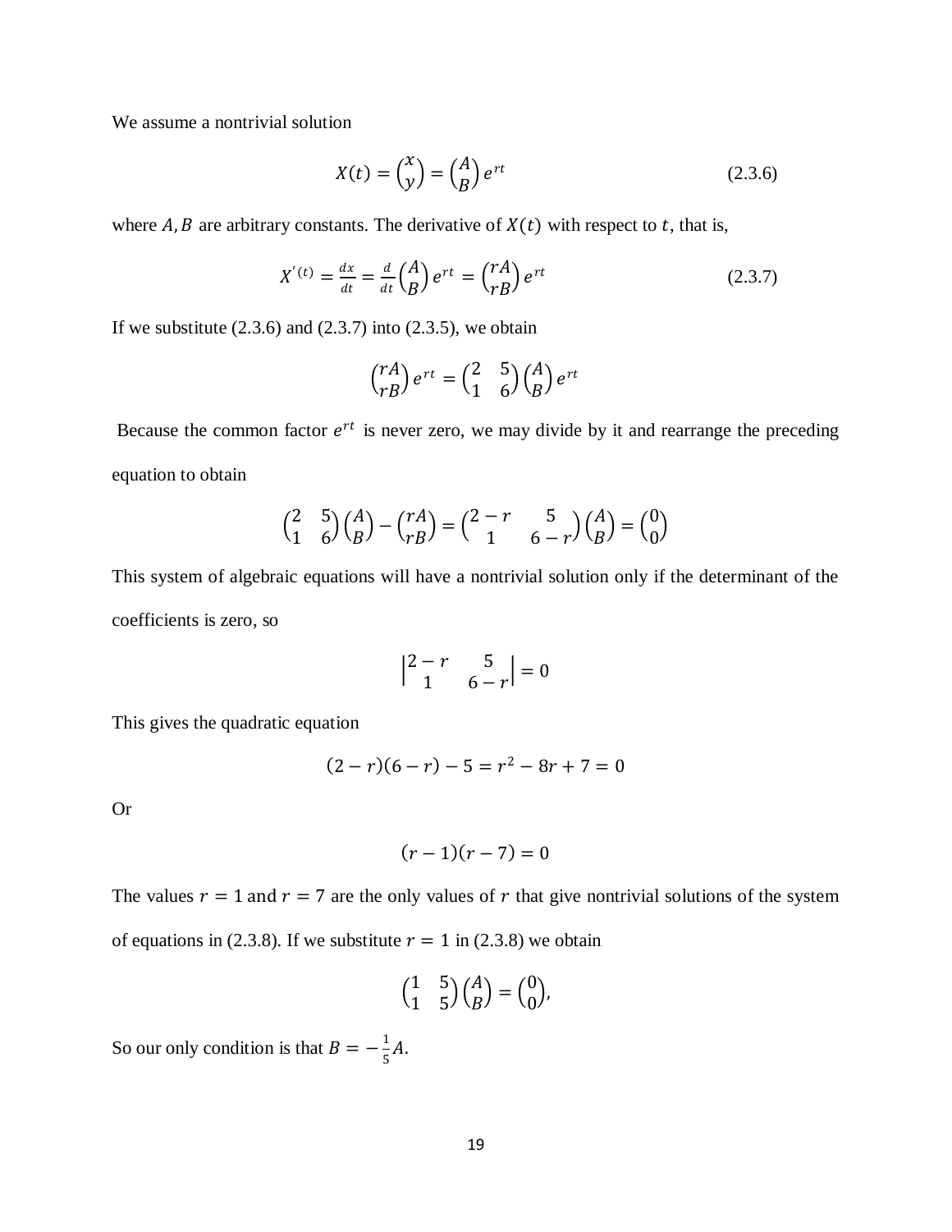We assume a nontrivial solution

$$X(t) = \begin{pmatrix} x \\ y \end{pmatrix} = \begin{pmatrix} A \\ B \end{pmatrix} e^{rt} \tag{2.3.6}$$

where $A, B$ are arbitrary constants. The derivative of $X(t)$ with respect to $t$, that is,

$$X'(t) = \frac{dx}{dt} = \frac{d}{dt}\begin{pmatrix} A \\ B \end{pmatrix} e^{rt} = \begin{pmatrix} rA \\ rB \end{pmatrix} e^{rt} \tag{2.3.7}$$

If we substitute (2.3.6) and (2.3.7) into (2.3.5), we obtain

$$\begin{pmatrix} rA \\ rB \end{pmatrix} e^{rt} = \begin{pmatrix} 2 & 5 \\ 1 & 6 \end{pmatrix} \begin{pmatrix} A \\ B \end{pmatrix} e^{rt}$$

Because the common factor $e^{rt}$ is never zero, we may divide by it and rearrange the preceding equation to obtain

$$\begin{pmatrix} 2 & 5 \\ 1 & 6 \end{pmatrix} \begin{pmatrix} A \\ B \end{pmatrix} - \begin{pmatrix} rA \\ rB \end{pmatrix} = \begin{pmatrix} 2-r & 5 \\ 1 & 6-r \end{pmatrix} \begin{pmatrix} A \\ B \end{pmatrix} = \begin{pmatrix} 0 \\ 0 \end{pmatrix}$$

This system of algebraic equations will have a nontrivial solution only if the determinant of the coefficients is zero, so

$$\begin{vmatrix} 2-r & 5 \\ 1 & 6-r \end{vmatrix} = 0$$

This gives the quadratic equation

$$(2-r)(6-r) - 5 = r^2 - 8r + 7 = 0$$

Or

$$(r-1)(r-7) = 0$$

The values $r = 1$ and $r = 7$ are the only values of $r$ that give nontrivial solutions of the system of equations in (2.3.8). If we substitute $r = 1$ in (2.3.8) we obtain

$$\begin{pmatrix} 1 & 5 \\ 1 & 5 \end{pmatrix} \begin{pmatrix} A \\ B \end{pmatrix} = \begin{pmatrix} 0 \\ 0 \end{pmatrix},$$

So our only condition is that $B = -\frac{1}{5}A$.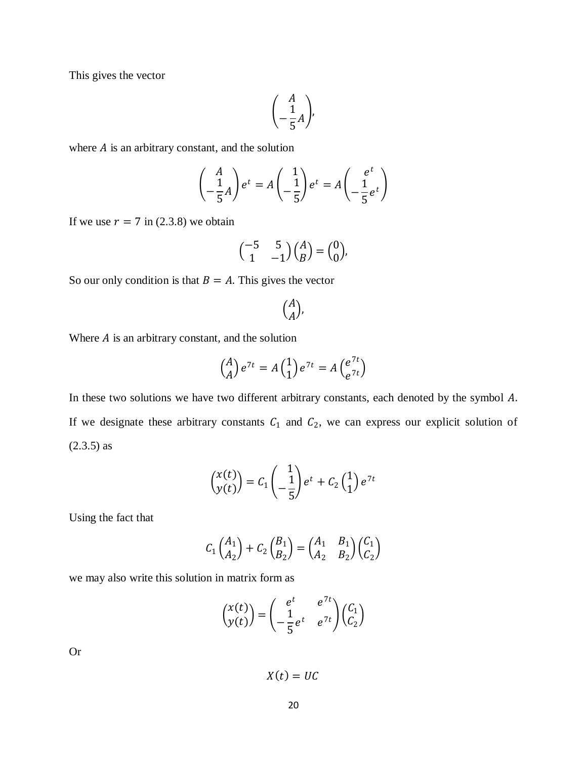This gives the vector

$$\begin{pmatrix} A \\ -\dfrac{1}{5}A \end{pmatrix},$$

where $A$ is an arbitrary constant, and the solution

$$\begin{pmatrix} A \\ -\dfrac{1}{5}A \end{pmatrix} e^t = A \begin{pmatrix} 1 \\ -\dfrac{1}{5} \end{pmatrix} e^t = A \begin{pmatrix} e^t \\ -\dfrac{1}{5}e^t \end{pmatrix}$$

If we use $r = 7$ in (2.3.8) we obtain

$$\begin{pmatrix} -5 & 5 \\ 1 & -1 \end{pmatrix} \begin{pmatrix} A \\ B \end{pmatrix} = \begin{pmatrix} 0 \\ 0 \end{pmatrix},$$

So our only condition is that $B = A$. This gives the vector

$$\begin{pmatrix} A \\ A \end{pmatrix},$$

Where $A$ is an arbitrary constant, and the solution

$$\begin{pmatrix} A \\ A \end{pmatrix} e^{7t} = A \begin{pmatrix} 1 \\ 1 \end{pmatrix} e^{7t} = A \begin{pmatrix} e^{7t} \\ e^{7t} \end{pmatrix}$$

In these two solutions we have two different arbitrary constants, each denoted by the symbol $A$. If we designate these arbitrary constants $C_1$ and $C_2$, we can express our explicit solution of (2.3.5) as

$$\begin{pmatrix} x(t) \\ y(t) \end{pmatrix} = C_1 \begin{pmatrix} 1 \\ -\dfrac{1}{5} \end{pmatrix} e^t + C_2 \begin{pmatrix} 1 \\ 1 \end{pmatrix} e^{7t}$$

Using the fact that

$$C_1 \begin{pmatrix} A_1 \\ A_2 \end{pmatrix} + C_2 \begin{pmatrix} B_1 \\ B_2 \end{pmatrix} = \begin{pmatrix} A_1 & B_1 \\ A_2 & B_2 \end{pmatrix} \begin{pmatrix} C_1 \\ C_2 \end{pmatrix}$$

we may also write this solution in matrix form as

$$\begin{pmatrix} x(t) \\ y(t) \end{pmatrix} = \begin{pmatrix} e^t & e^{7t} \\ -\dfrac{1}{5}e^t & e^{7t} \end{pmatrix} \begin{pmatrix} C_1 \\ C_2 \end{pmatrix}$$

Or

$$X(t) = UC$$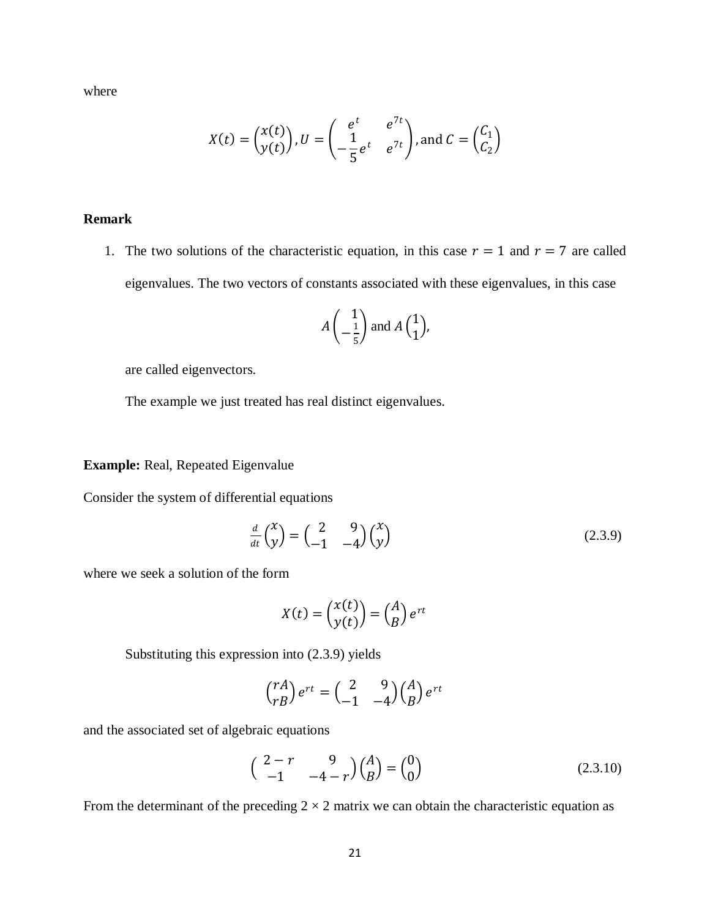where

$$X(t) = \begin{pmatrix} x(t) \\ y(t) \end{pmatrix}, U = \begin{pmatrix} e^{t} & e^{7t} \\ -\dfrac{1}{5}e^{t} & e^{7t} \end{pmatrix}, \text{and } C = \begin{pmatrix} C_1 \\ C_2 \end{pmatrix}$$

**Remark**

1. The two solutions of the characteristic equation, in this case $r = 1$ and $r = 7$ are called eigenvalues. The two vectors of constants associated with these eigenvalues, in this case

$$A\begin{pmatrix} 1 \\ -\frac{1}{5} \end{pmatrix} \text{ and } A\begin{pmatrix} 1 \\ 1 \end{pmatrix},$$

are called eigenvectors.

The example we just treated has real distinct eigenvalues.

**Example:** Real, Repeated Eigenvalue

Consider the system of differential equations

$$\frac{d}{dt}\begin{pmatrix} x \\ y \end{pmatrix} = \begin{pmatrix} 2 & 9 \\ -1 & -4 \end{pmatrix}\begin{pmatrix} x \\ y \end{pmatrix} \tag{2.3.9}$$

where we seek a solution of the form

$$X(t) = \begin{pmatrix} x(t) \\ y(t) \end{pmatrix} = \begin{pmatrix} A \\ B \end{pmatrix} e^{rt}$$

Substituting this expression into (2.3.9) yields

$$\begin{pmatrix} rA \\ rB \end{pmatrix} e^{rt} = \begin{pmatrix} 2 & 9 \\ -1 & -4 \end{pmatrix}\begin{pmatrix} A \\ B \end{pmatrix} e^{rt}$$

and the associated set of algebraic equations

$$\begin{pmatrix} 2-r & 9 \\ -1 & -4-r \end{pmatrix}\begin{pmatrix} A \\ B \end{pmatrix} = \begin{pmatrix} 0 \\ 0 \end{pmatrix} \tag{2.3.10}$$

From the determinant of the preceding $2 \times 2$ matrix we can obtain the characteristic equation as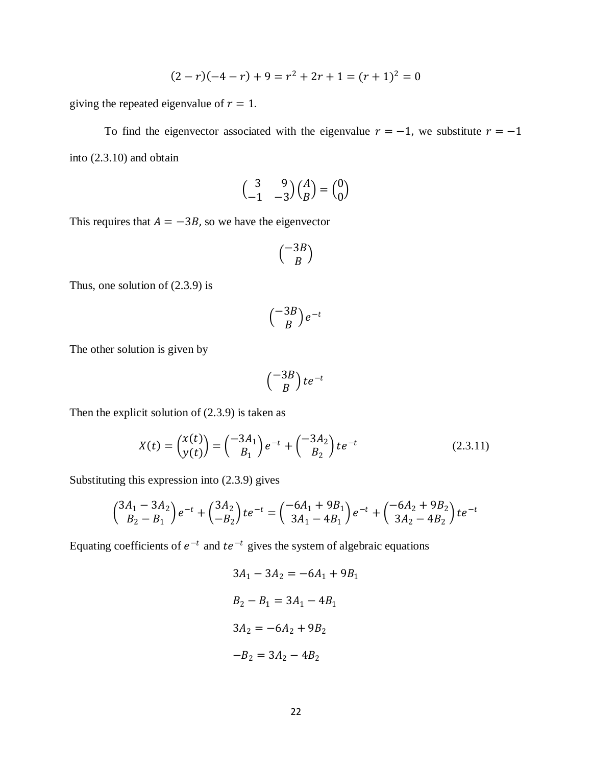$$(2 - r)(-4 - r) + 9 = r^2 + 2r + 1 = (r + 1)^2 = 0$$

giving the repeated eigenvalue of $r = 1$.

To find the eigenvector associated with the eigenvalue $r = -1$, we substitute $r = -1$ into (2.3.10) and obtain

$$\begin{pmatrix} 3 & 9 \\ -1 & -3 \end{pmatrix} \begin{pmatrix} A \\ B \end{pmatrix} = \begin{pmatrix} 0 \\ 0 \end{pmatrix}$$

This requires that $A = -3B$, so we have the eigenvector

$$\begin{pmatrix} -3B \\ B \end{pmatrix}$$

Thus, one solution of (2.3.9) is

$$\begin{pmatrix} -3B \\ B \end{pmatrix} e^{-t}$$

The other solution is given by

$$\begin{pmatrix} -3B \\ B \end{pmatrix} te^{-t}$$

Then the explicit solution of (2.3.9) is taken as

$$X(t) = \begin{pmatrix} x(t) \\ y(t) \end{pmatrix} = \begin{pmatrix} -3A_1 \\ B_1 \end{pmatrix} e^{-t} + \begin{pmatrix} -3A_2 \\ B_2 \end{pmatrix} te^{-t} \tag{2.3.11}$$

Substituting this expression into (2.3.9) gives

$$\begin{pmatrix} 3A_1 - 3A_2 \\ B_2 - B_1 \end{pmatrix} e^{-t} + \begin{pmatrix} 3A_2 \\ -B_2 \end{pmatrix} te^{-t} = \begin{pmatrix} -6A_1 + 9B_1 \\ 3A_1 - 4B_1 \end{pmatrix} e^{-t} + \begin{pmatrix} -6A_2 + 9B_2 \\ 3A_2 - 4B_2 \end{pmatrix} te^{-t}$$

Equating coefficients of $e^{-t}$ and $te^{-t}$ gives the system of algebraic equations

$$3A_1 - 3A_2 = -6A_1 + 9B_1$$

$$B_2 - B_1 = 3A_1 - 4B_1$$

$$3A_2 = -6A_2 + 9B_2$$

$$-B_2 = 3A_2 - 4B_2$$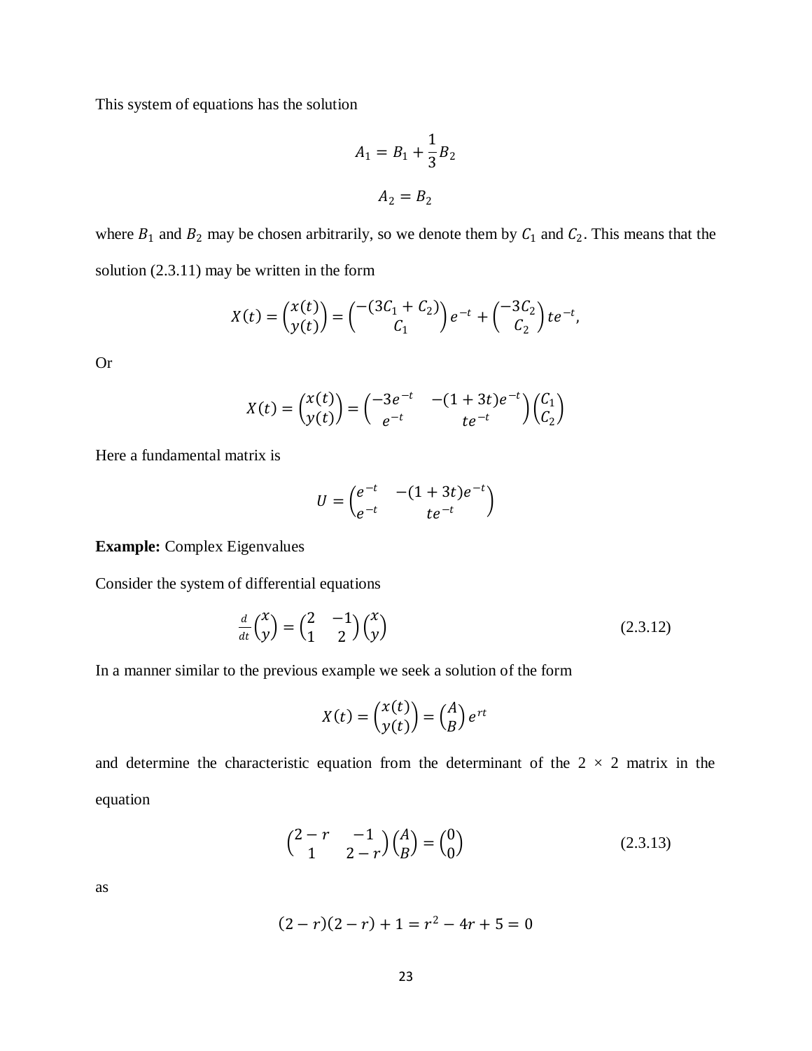This system of equations has the solution

$$A_1 = B_1 + \frac{1}{3}B_2$$

$$A_2 = B_2$$

where $B_1$ and $B_2$ may be chosen arbitrarily, so we denote them by $C_1$ and $C_2$. This means that the solution (2.3.11) may be written in the form

$$X(t) = \begin{pmatrix} x(t) \\ y(t) \end{pmatrix} = \begin{pmatrix} -(3C_1 + C_2) \\ C_1 \end{pmatrix} e^{-t} + \begin{pmatrix} -3C_2 \\ C_2 \end{pmatrix} te^{-t},$$

Or

$$X(t) = \begin{pmatrix} x(t) \\ y(t) \end{pmatrix} = \begin{pmatrix} -3e^{-t} & -(1+3t)e^{-t} \\ e^{-t} & te^{-t} \end{pmatrix} \begin{pmatrix} C_1 \\ C_2 \end{pmatrix}$$

Here a fundamental matrix is

$$U = \begin{pmatrix} e^{-t} & -(1+3t)e^{-t} \\ e^{-t} & te^{-t} \end{pmatrix}$$

**Example:** Complex Eigenvalues

Consider the system of differential equations

$$\frac{d}{dt}\begin{pmatrix} x \\ y \end{pmatrix} = \begin{pmatrix} 2 & -1 \\ 1 & 2 \end{pmatrix} \begin{pmatrix} x \\ y \end{pmatrix} \tag{2.3.12}$$

In a manner similar to the previous example we seek a solution of the form

$$X(t) = \begin{pmatrix} x(t) \\ y(t) \end{pmatrix} = \begin{pmatrix} A \\ B \end{pmatrix} e^{rt}$$

and determine the characteristic equation from the determinant of the $2 \times 2$ matrix in the equation

$$\begin{pmatrix} 2-r & -1 \\ 1 & 2-r \end{pmatrix} \begin{pmatrix} A \\ B \end{pmatrix} = \begin{pmatrix} 0 \\ 0 \end{pmatrix} \tag{2.3.13}$$

as

$$(2-r)(2-r) + 1 = r^2 - 4r + 5 = 0$$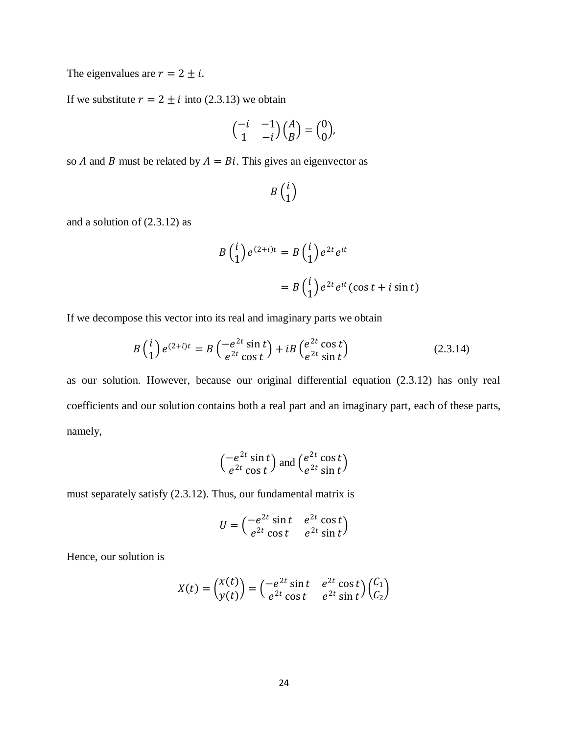The eigenvalues are $r = 2 \pm i$.

If we substitute $r = 2 \pm i$ into (2.3.13) we obtain

$$\begin{pmatrix} -i & -1 \\ 1 & -i \end{pmatrix} \begin{pmatrix} A \\ B \end{pmatrix} = \begin{pmatrix} 0 \\ 0 \end{pmatrix},$$

so $A$ and $B$ must be related by $A = Bi$. This gives an eigenvector as

$$B \begin{pmatrix} i \\ 1 \end{pmatrix}$$

and a solution of (2.3.12) as

$$B \begin{pmatrix} i \\ 1 \end{pmatrix} e^{(2+i)t} = B \begin{pmatrix} i \\ 1 \end{pmatrix} e^{2t} e^{it}$$

$$= B \begin{pmatrix} i \\ 1 \end{pmatrix} e^{2t} e^{it} (\cos t + i \sin t)$$

If we decompose this vector into its real and imaginary parts we obtain

$$B \begin{pmatrix} i \\ 1 \end{pmatrix} e^{(2+i)t} = B \begin{pmatrix} -e^{2t} \sin t \\ e^{2t} \cos t \end{pmatrix} + iB \begin{pmatrix} e^{2t} \cos t \\ e^{2t} \sin t \end{pmatrix} \tag{2.3.14}$$

as our solution. However, because our original differential equation (2.3.12) has only real coefficients and our solution contains both a real part and an imaginary part, each of these parts, namely,

$$\begin{pmatrix} -e^{2t} \sin t \\ e^{2t} \cos t \end{pmatrix} \text{ and } \begin{pmatrix} e^{2t} \cos t \\ e^{2t} \sin t \end{pmatrix}$$

must separately satisfy (2.3.12). Thus, our fundamental matrix is

$$U = \begin{pmatrix} -e^{2t} \sin t & e^{2t} \cos t \\ e^{2t} \cos t & e^{2t} \sin t \end{pmatrix}$$

Hence, our solution is

$$X(t) = \begin{pmatrix} x(t) \\ y(t) \end{pmatrix} = \begin{pmatrix} -e^{2t} \sin t & e^{2t} \cos t \\ e^{2t} \cos t & e^{2t} \sin t \end{pmatrix} \begin{pmatrix} C_1 \\ C_2 \end{pmatrix}$$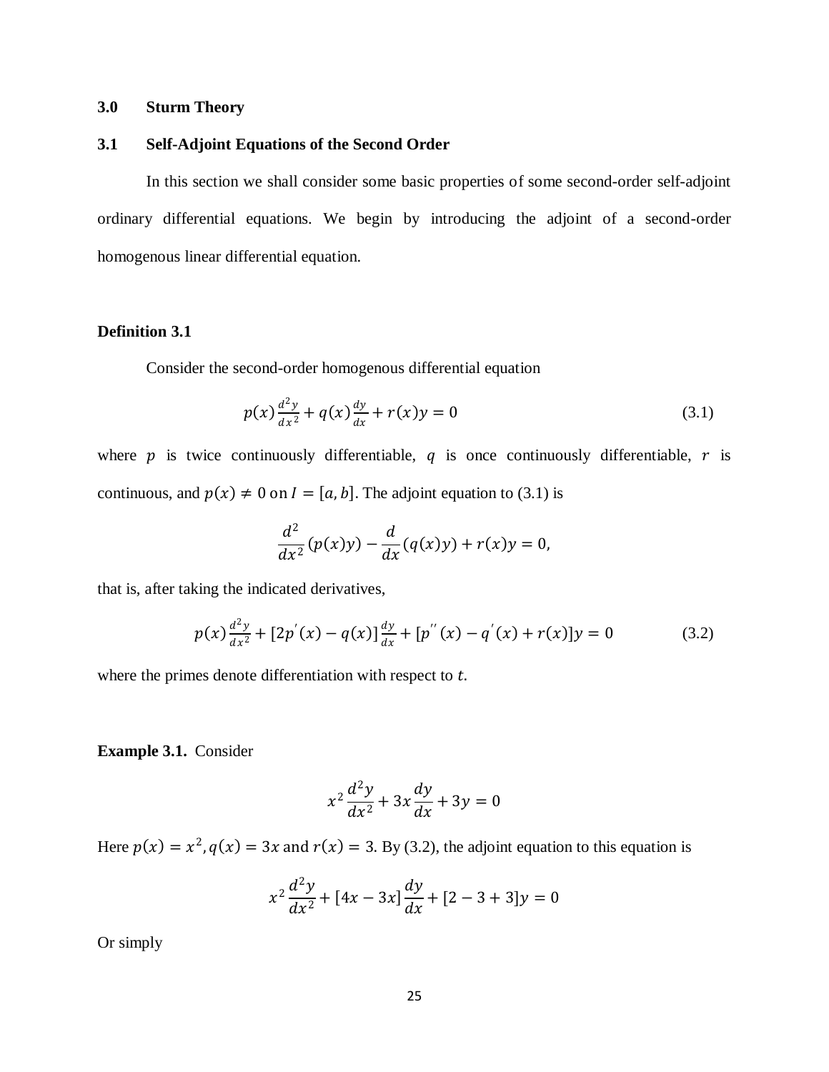## 3.0 Sturm Theory

### 3.1 Self-Adjoint Equations of the Second Order

In this section we shall consider some basic properties of some second-order self-adjoint ordinary differential equations. We begin by introducing the adjoint of a second-order homogenous linear differential equation.

**Definition 3.1**

Consider the second-order homogenous differential equation

$$p(x)\frac{d^2y}{dx^2} + q(x)\frac{dy}{dx} + r(x)y = 0 \tag{3.1}$$

where $p$ is twice continuously differentiable, $q$ is once continuously differentiable, $r$ is continuous, and $p(x) \neq 0$ on $I = [a, b]$. The adjoint equation to (3.1) is

$$\frac{d^2}{dx^2}(p(x)y) - \frac{d}{dx}(q(x)y) + r(x)y = 0,$$

that is, after taking the indicated derivatives,

$$p(x)\frac{d^2y}{dx^2} + [2p'(x) - q(x)]\frac{dy}{dx} + [p''(x) - q'(x) + r(x)]y = 0 \tag{3.2}$$

where the primes denote differentiation with respect to $t$.

**Example 3.1.** Consider

$$x^2\frac{d^2y}{dx^2} + 3x\frac{dy}{dx} + 3y = 0$$

Here $p(x) = x^2, q(x) = 3x$ and $r(x) = 3$. By (3.2), the adjoint equation to this equation is

$$x^2\frac{d^2y}{dx^2} + [4x - 3x]\frac{dy}{dx} + [2 - 3 + 3]y = 0$$

Or simply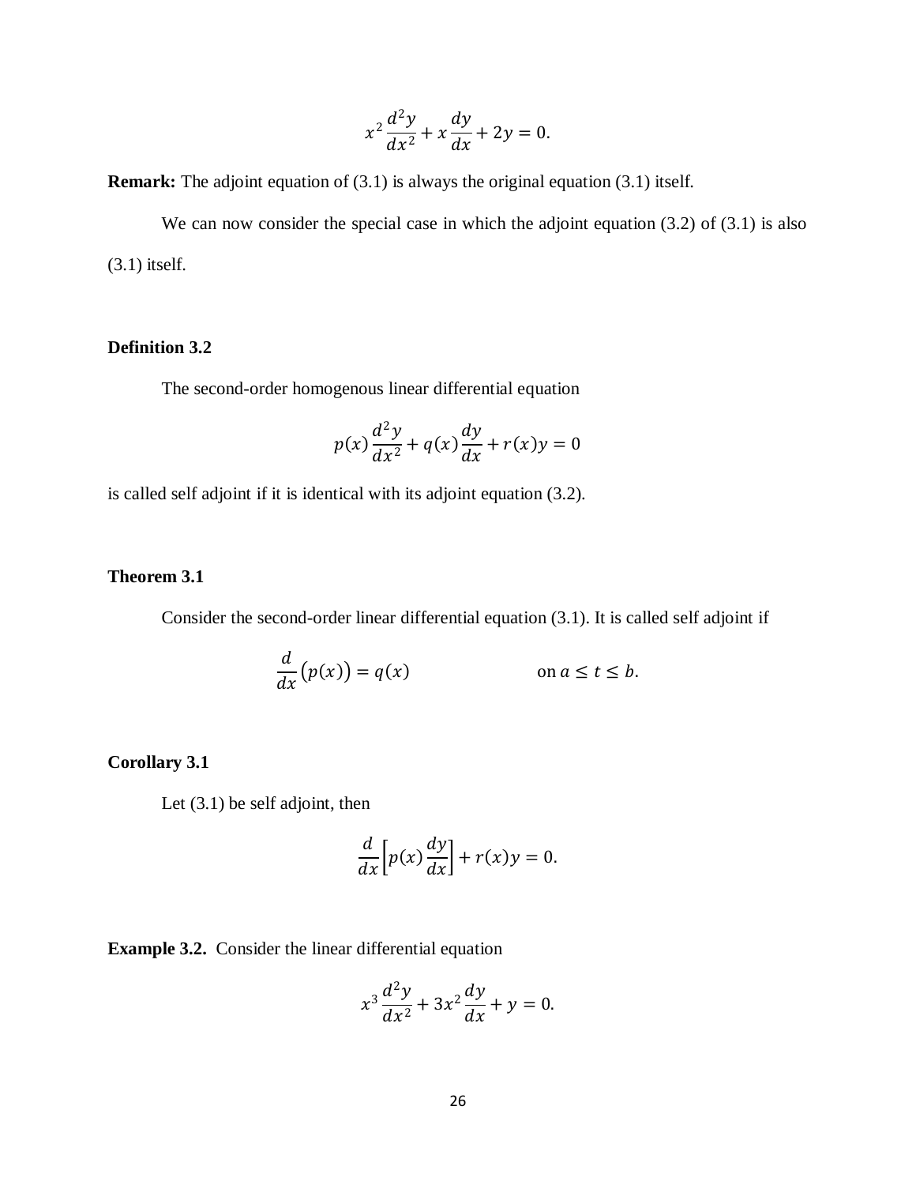$$x^2 \frac{d^2y}{dx^2} + x\frac{dy}{dx} + 2y = 0.$$

**Remark:** The adjoint equation of (3.1) is always the original equation (3.1) itself.

We can now consider the special case in which the adjoint equation (3.2) of (3.1) is also (3.1) itself.

**Definition 3.2**

The second-order homogenous linear differential equation

$$p(x)\frac{d^2y}{dx^2} + q(x)\frac{dy}{dx} + r(x)y = 0$$

is called self adjoint if it is identical with its adjoint equation (3.2).

**Theorem 3.1**

Consider the second-order linear differential equation (3.1). It is called self adjoint if

$$\frac{d}{dx}\big(p(x)\big) = q(x) \qquad\qquad \text{on } a \le t \le b.$$

**Corollary 3.1**

Let (3.1) be self adjoint, then

$$\frac{d}{dx}\left[p(x)\frac{dy}{dx}\right] + r(x)y = 0.$$

**Example 3.2.** Consider the linear differential equation

$$x^3 \frac{d^2y}{dx^2} + 3x^2\frac{dy}{dx} + y = 0.$$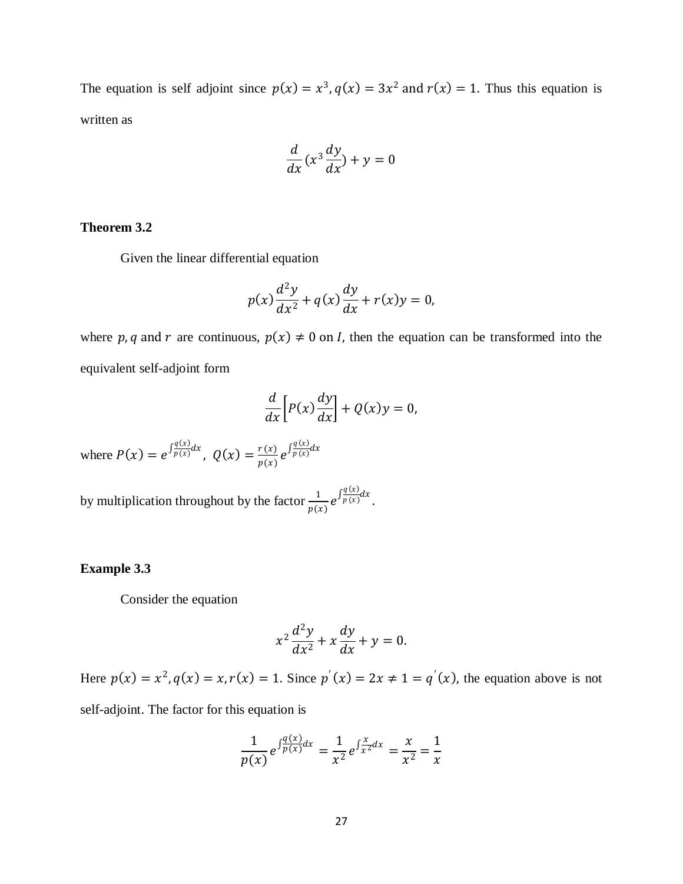The equation is self adjoint since $p(x) = x^3, q(x) = 3x^2$ and $r(x) = 1$. Thus this equation is written as

$$\frac{d}{dx}(x^3 \frac{dy}{dx}) + y = 0$$

**Theorem 3.2**

Given the linear differential equation

$$p(x)\frac{d^2y}{dx^2} + q(x)\frac{dy}{dx} + r(x)y = 0,$$

where $p, q$ and $r$ are continuous, $p(x) \neq 0$ on $I$, then the equation can be transformed into the equivalent self-adjoint form

$$\frac{d}{dx}\left[P(x)\frac{dy}{dx}\right] + Q(x)y = 0,$$

where $P(x) = e^{\int \frac{q(x)}{p(x)}dx}$, $Q(x) = \frac{r(x)}{p(x)} e^{\int \frac{q(x)}{p(x)}dx}$

by multiplication throughout by the factor $\frac{1}{p(x)} e^{\int \frac{q(x)}{p(x)}dx}$.

**Example 3.3**

Consider the equation

$$x^2\frac{d^2y}{dx^2} + x\frac{dy}{dx} + y = 0.$$

Here $p(x) = x^2, q(x) = x, r(x) = 1$. Since $p'(x) = 2x \neq 1 = q'(x)$, the equation above is not self-adjoint. The factor for this equation is

$$\frac{1}{p(x)} e^{\int \frac{q(x)}{p(x)}dx} = \frac{1}{x^2} e^{\int \frac{x}{x^2}dx} = \frac{x}{x^2} = \frac{1}{x}$$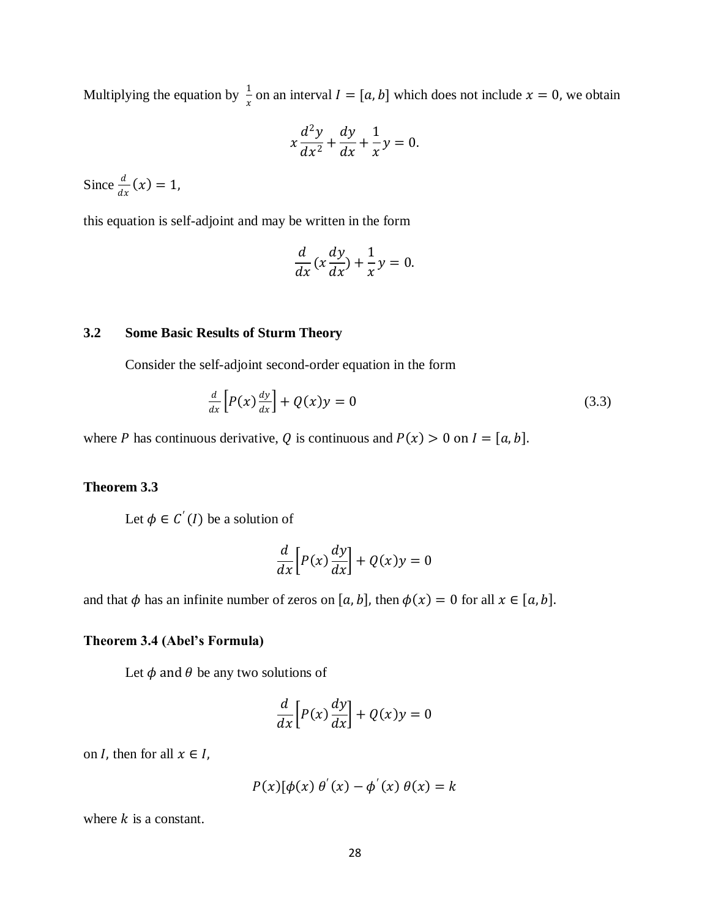Multiplying the equation by $\frac{1}{x}$ on an interval $I = [a, b]$ which does not include $x = 0$, we obtain

$$x\frac{d^2y}{dx^2} + \frac{dy}{dx} + \frac{1}{x}y = 0.$$

Since $\frac{d}{dx}(x) = 1$,

this equation is self-adjoint and may be written in the form

$$\frac{d}{dx}(x\frac{dy}{dx}) + \frac{1}{x}y = 0.$$

## 3.2 Some Basic Results of Sturm Theory

Consider the self-adjoint second-order equation in the form

$$\frac{d}{dx}\left[P(x)\frac{dy}{dx}\right] + Q(x)y = 0 \tag{3.3}$$

where $P$ has continuous derivative, $Q$ is continuous and $P(x) > 0$ on $I = [a, b]$.

**Theorem 3.3**

Let $\phi \in C'(I)$ be a solution of

$$\frac{d}{dx}\left[P(x)\frac{dy}{dx}\right] + Q(x)y = 0$$

and that $\phi$ has an infinite number of zeros on $[a, b]$, then $\phi(x) = 0$ for all $x \in [a, b]$.

**Theorem 3.4 (Abel's Formula)**

Let $\phi$ and $\theta$ be any two solutions of

$$\frac{d}{dx}\left[P(x)\frac{dy}{dx}\right] + Q(x)y = 0$$

on $I$, then for all $x \in I$,

$$P(x)[\phi(x)\,\theta'(x) - \phi'(x)\,\theta(x) = k$$

where $k$ is a constant.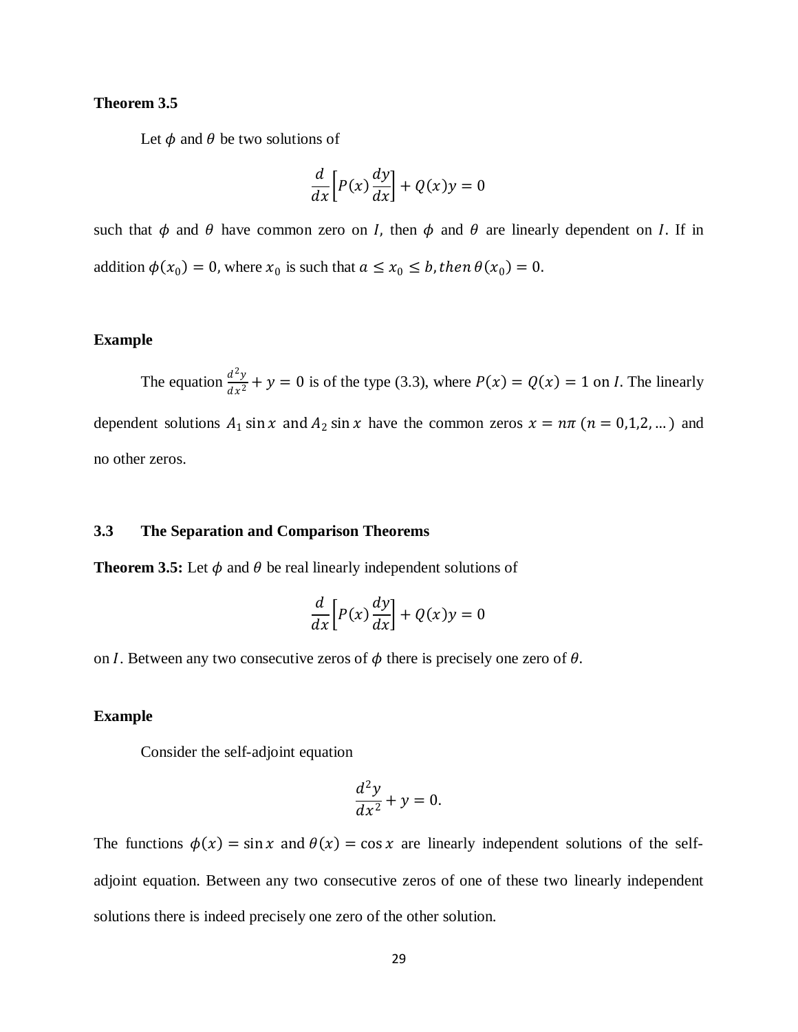**Theorem 3.5**

Let $\phi$ and $\theta$ be two solutions of

$$\frac{d}{dx}\left[P(x)\frac{dy}{dx}\right] + Q(x)y = 0$$

such that $\phi$ and $\theta$ have common zero on $I$, then $\phi$ and $\theta$ are linearly dependent on $I$. If in addition $\phi(x_0) = 0$, where $x_0$ is such that $a \leq x_0 \leq b, then\, \theta(x_0) = 0$.

**Example**

The equation $\frac{d^2y}{dx^2} + y = 0$ is of the type (3.3), where $P(x) = Q(x) = 1$ on $I$. The linearly dependent solutions $A_1 \sin x$ and $A_2 \sin x$ have the common zeros $x = n\pi$ $(n = 0,1,2,\dots)$ and no other zeros.

## 3.3 The Separation and Comparison Theorems

**Theorem 3.5:** Let $\phi$ and $\theta$ be real linearly independent solutions of

$$\frac{d}{dx}\left[P(x)\frac{dy}{dx}\right] + Q(x)y = 0$$

on $I$. Between any two consecutive zeros of $\phi$ there is precisely one zero of $\theta$.

**Example**

Consider the self-adjoint equation

$$\frac{d^2y}{dx^2} + y = 0.$$

The functions $\phi(x) = \sin x$ and $\theta(x) = \cos x$ are linearly independent solutions of the self-adjoint equation. Between any two consecutive zeros of one of these two linearly independent solutions there is indeed precisely one zero of the other solution.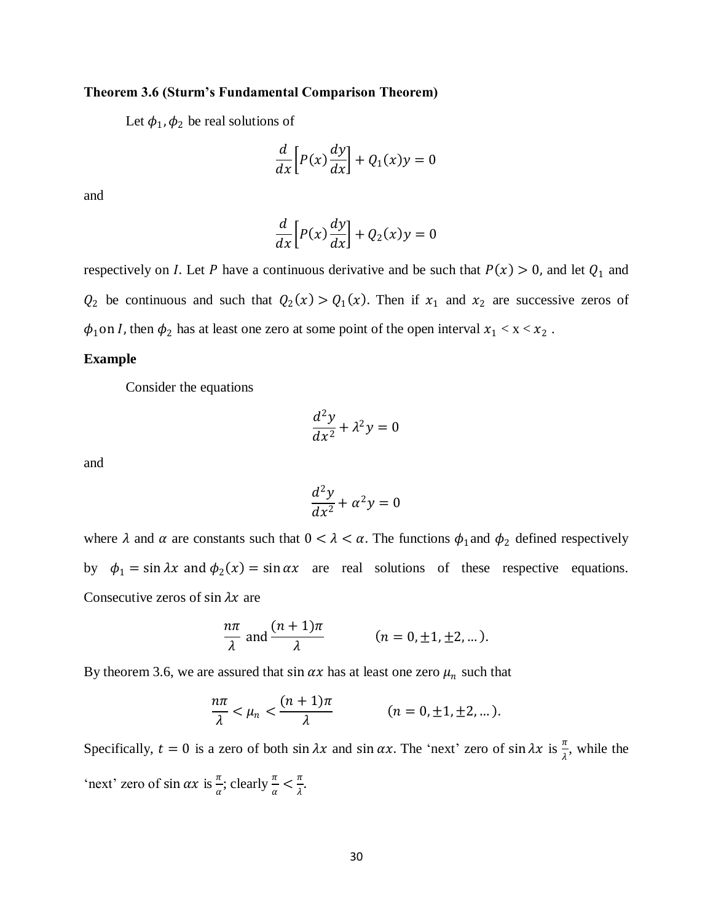**Theorem 3.6 (Sturm's Fundamental Comparison Theorem)**

Let $\phi_1, \phi_2$ be real solutions of

$$\frac{d}{dx}\left[P(x)\frac{dy}{dx}\right] + Q_1(x)y = 0$$

and

$$\frac{d}{dx}\left[P(x)\frac{dy}{dx}\right] + Q_2(x)y = 0$$

respectively on $I$. Let $P$ have a continuous derivative and be such that $P(x) > 0$, and let $Q_1$ and $Q_2$ be continuous and such that $Q_2(x) > Q_1(x)$. Then if $x_1$ and $x_2$ are successive zeros of $\phi_1$ on $I$, then $\phi_2$ has at least one zero at some point of the open interval $x_1 < x < x_2$ .

**Example**

Consider the equations

$$\frac{d^2y}{dx^2} + \lambda^2 y = 0$$

and

$$\frac{d^2y}{dx^2} + \alpha^2 y = 0$$

where $\lambda$ and $\alpha$ are constants such that $0 < \lambda < \alpha$. The functions $\phi_1$ and $\phi_2$ defined respectively by $\phi_1 = \sin \lambda x$ and $\phi_2(x) = \sin \alpha x$ are real solutions of these respective equations. Consecutive zeros of $\sin \lambda x$ are

$$\frac{n\pi}{\lambda} \text{ and } \frac{(n+1)\pi}{\lambda} \qquad (n = 0, \pm 1, \pm 2, \dots).$$

By theorem 3.6, we are assured that $\sin \alpha x$ has at least one zero $\mu_n$ such that

$$\frac{n\pi}{\lambda} < \mu_n < \frac{(n+1)\pi}{\lambda} \qquad (n = 0, \pm 1, \pm 2, \dots).$$

Specifically, $t = 0$ is a zero of both $\sin \lambda x$ and $\sin \alpha x$. The 'next' zero of $\sin \lambda x$ is $\frac{\pi}{\lambda}$, while the 'next' zero of $\sin \alpha x$ is $\frac{\pi}{\alpha}$; clearly $\frac{\pi}{\alpha} < \frac{\pi}{\lambda}$.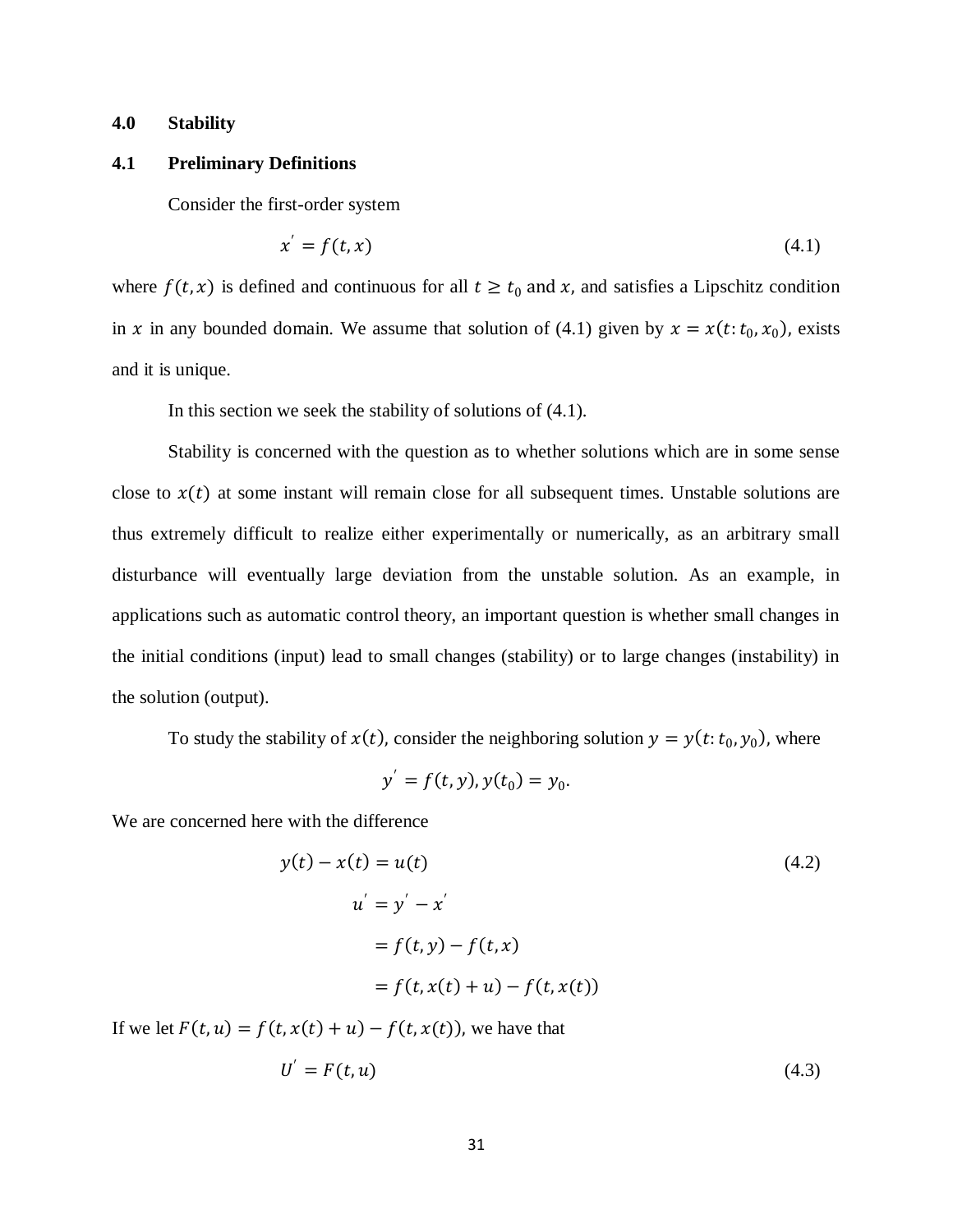## 4.0 Stability

### 4.1 Preliminary Definitions

Consider the first-order system

$$x' = f(t, x) \tag{4.1}$$

where $f(t, x)$ is defined and continuous for all $t \geq t_0$ and $x$, and satisfies a Lipschitz condition in $x$ in any bounded domain. We assume that solution of (4.1) given by $x = x(t: t_0, x_0)$, exists and it is unique.

In this section we seek the stability of solutions of (4.1).

Stability is concerned with the question as to whether solutions which are in some sense close to $x(t)$ at some instant will remain close for all subsequent times. Unstable solutions are thus extremely difficult to realize either experimentally or numerically, as an arbitrary small disturbance will eventually large deviation from the unstable solution. As an example, in applications such as automatic control theory, an important question is whether small changes in the initial conditions (input) lead to small changes (stability) or to large changes (instability) in the solution (output).

To study the stability of $x(t)$, consider the neighboring solution $y = y(t: t_0, y_0)$, where

$$y' = f(t, y), y(t_0) = y_0.$$

We are concerned here with the difference

$$y(t) - x(t) = u(t) \tag{4.2}$$

$$u' = y' - x'$$

$$= f(t, y) - f(t, x)$$

$$= f(t, x(t) + u) - f(t, x(t))$$

If we let $F(t, u) = f(t, x(t) + u) - f(t, x(t))$, we have that

$$U' = F(t, u) \tag{4.3}$$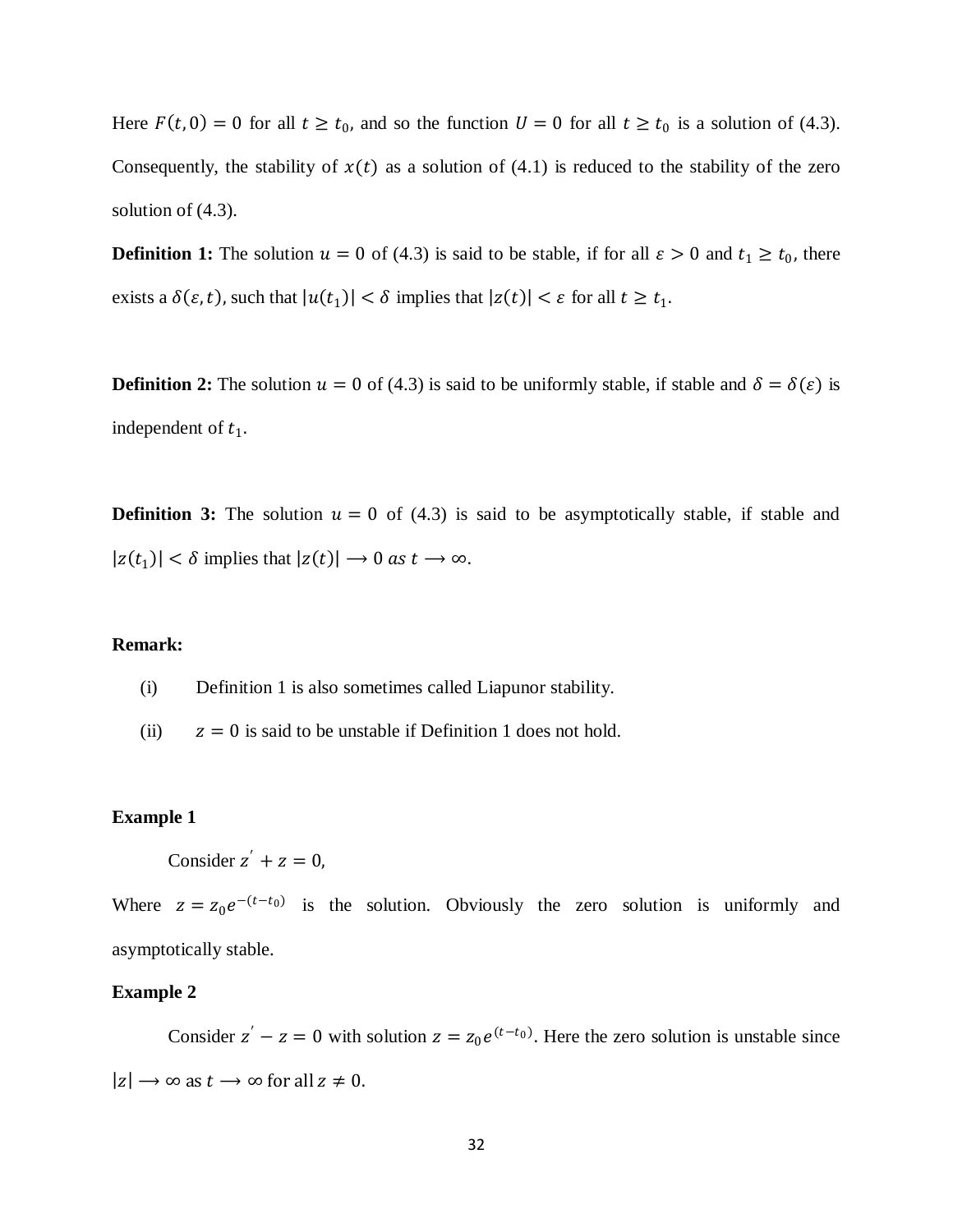Here $F(t, 0) = 0$ for all $t \geq t_0$, and so the function $U = 0$ for all $t \geq t_0$ is a solution of (4.3). Consequently, the stability of $x(t)$ as a solution of (4.1) is reduced to the stability of the zero solution of (4.3).

**Definition 1:** The solution $u = 0$ of (4.3) is said to be stable, if for all $\varepsilon > 0$ and $t_1 \geq t_0$, there exists a $\delta(\varepsilon, t)$, such that $|u(t_1)| < \delta$ implies that $|z(t)| < \varepsilon$ for all $t \geq t_1$.

**Definition 2:** The solution $u = 0$ of (4.3) is said to be uniformly stable, if stable and $\delta = \delta(\varepsilon)$ is independent of $t_1$.

**Definition 3:** The solution $u = 0$ of (4.3) is said to be asymptotically stable, if stable and $|z(t_1)| < \delta$ implies that $|z(t)| \longrightarrow 0 \; as \; t \longrightarrow \infty$.

**Remark:**

(i) Definition 1 is also sometimes called Liapunor stability.

(ii) $z = 0$ is said to be unstable if Definition 1 does not hold.

**Example 1**

Consider $z' + z = 0$,

Where $z = z_0 e^{-(t-t_0)}$ is the solution. Obviously the zero solution is uniformly and asymptotically stable.

**Example 2**

Consider $z' - z = 0$ with solution $z = z_0 e^{(t-t_0)}$. Here the zero solution is unstable since $|z| \longrightarrow \infty$ as $t \longrightarrow \infty$ for all $z \neq 0$.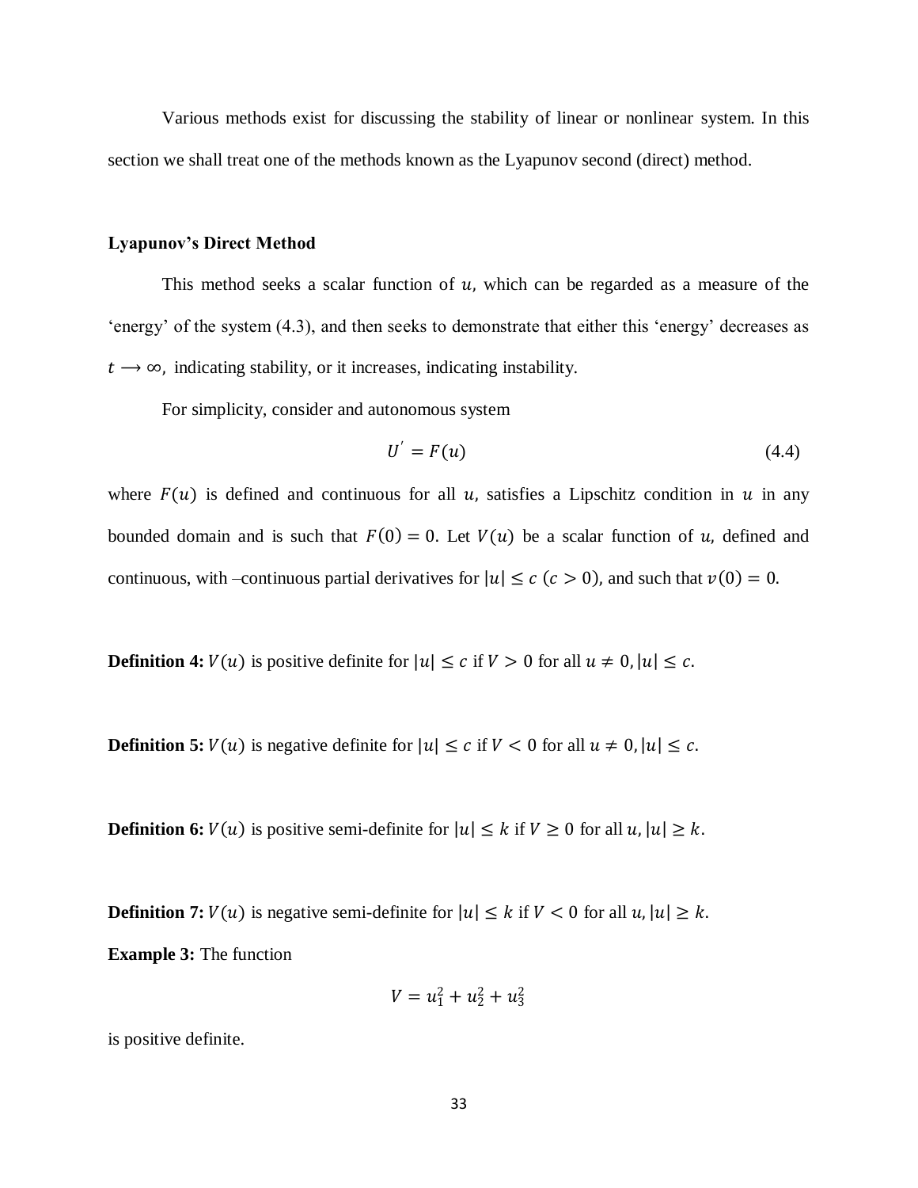Various methods exist for discussing the stability of linear or nonlinear system. In this section we shall treat one of the methods known as the Lyapunov second (direct) method.

**Lyapunov's Direct Method**

This method seeks a scalar function of $u$, which can be regarded as a measure of the 'energy' of the system (4.3), and then seeks to demonstrate that either this 'energy' decreases as $t \longrightarrow \infty$, indicating stability, or it increases, indicating instability.

For simplicity, consider and autonomous system

$$U' = F(u) \tag{4.4}$$

where $F(u)$ is defined and continuous for all $u$, satisfies a Lipschitz condition in $u$ in any bounded domain and is such that $F(0) = 0$. Let $V(u)$ be a scalar function of $u$, defined and continuous, with –continuous partial derivatives for $|u| \leq c$ $(c > 0)$, and such that $v(0) = 0$.

**Definition 4:** $V(u)$ is positive definite for $|u| \leq c$ if $V > 0$ for all $u \neq 0, |u| \leq c$.

**Definition 5:** $V(u)$ is negative definite for $|u| \leq c$ if $V < 0$ for all $u \neq 0, |u| \leq c$.

**Definition 6:** $V(u)$ is positive semi-definite for $|u| \leq k$ if $V \geq 0$ for all $u, |u| \geq k$.

**Definition 7:** $V(u)$ is negative semi-definite for $|u| \leq k$ if $V < 0$ for all $u, |u| \geq k$.

**Example 3:** The function

$$V = u_1^2 + u_2^2 + u_3^2$$

is positive definite.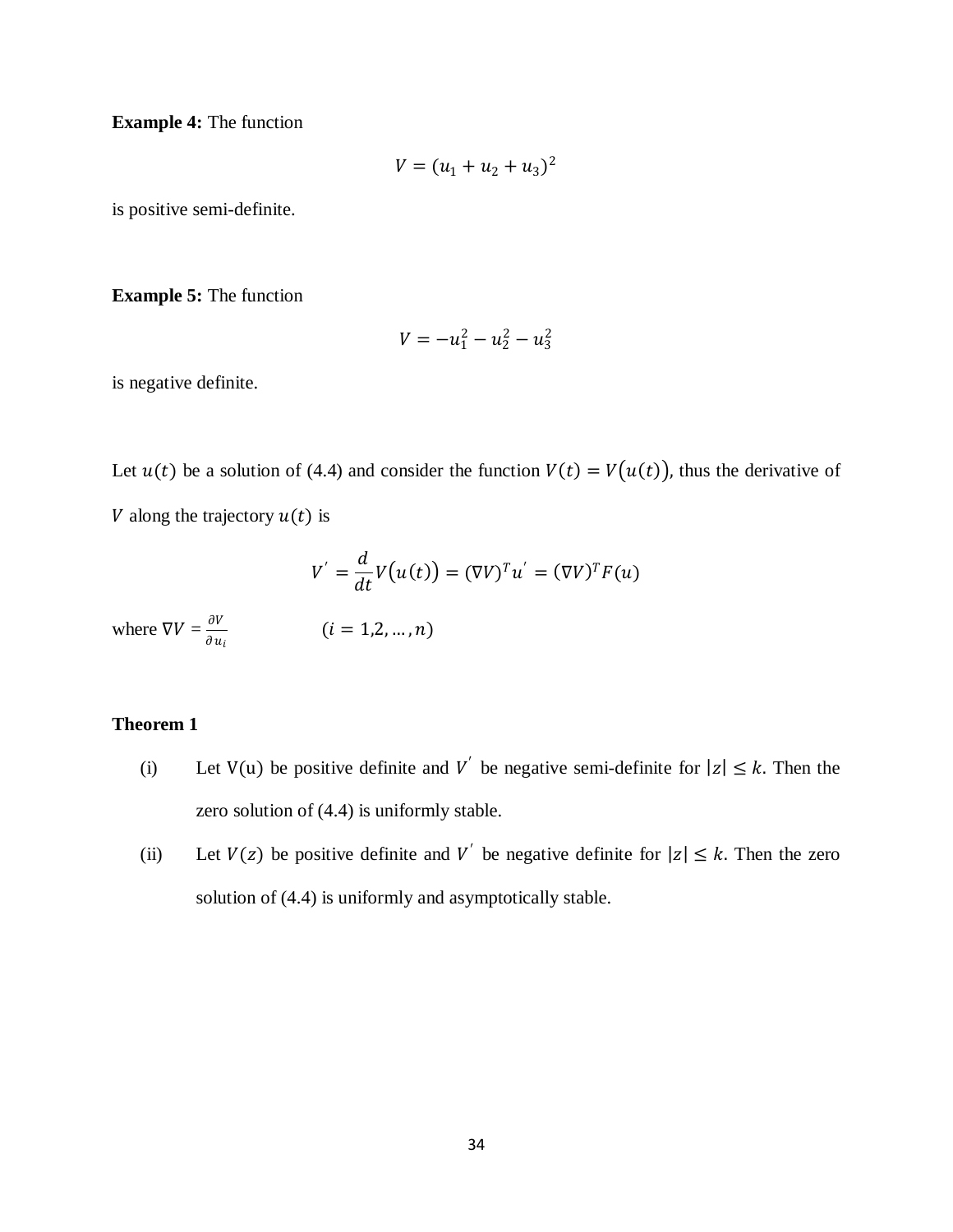**Example 4:** The function

$$V = (u_1 + u_2 + u_3)^2$$

is positive semi-definite.

**Example 5:** The function

$$V = -u_1^2 - u_2^2 - u_3^2$$

is negative definite.

Let $u(t)$ be a solution of (4.4) and consider the function $V(t) = V\big(u(t)\big)$, thus the derivative of $V$ along the trajectory $u(t)$ is

$$V' = \frac{d}{dt}V\big(u(t)\big) = (\nabla V)^T u' = (\nabla V)^T F(u)$$

where $\nabla V = \frac{\partial V}{\partial u_i}$ $\qquad (i = 1,2,\dots,n)$

**Theorem 1**

(i) Let V(u) be positive definite and $V'$ be negative semi-definite for $|z| \leq k$. Then the zero solution of (4.4) is uniformly stable.

(ii) Let $V(z)$ be positive definite and $V'$ be negative definite for $|z| \leq k$. Then the zero solution of (4.4) is uniformly and asymptotically stable.